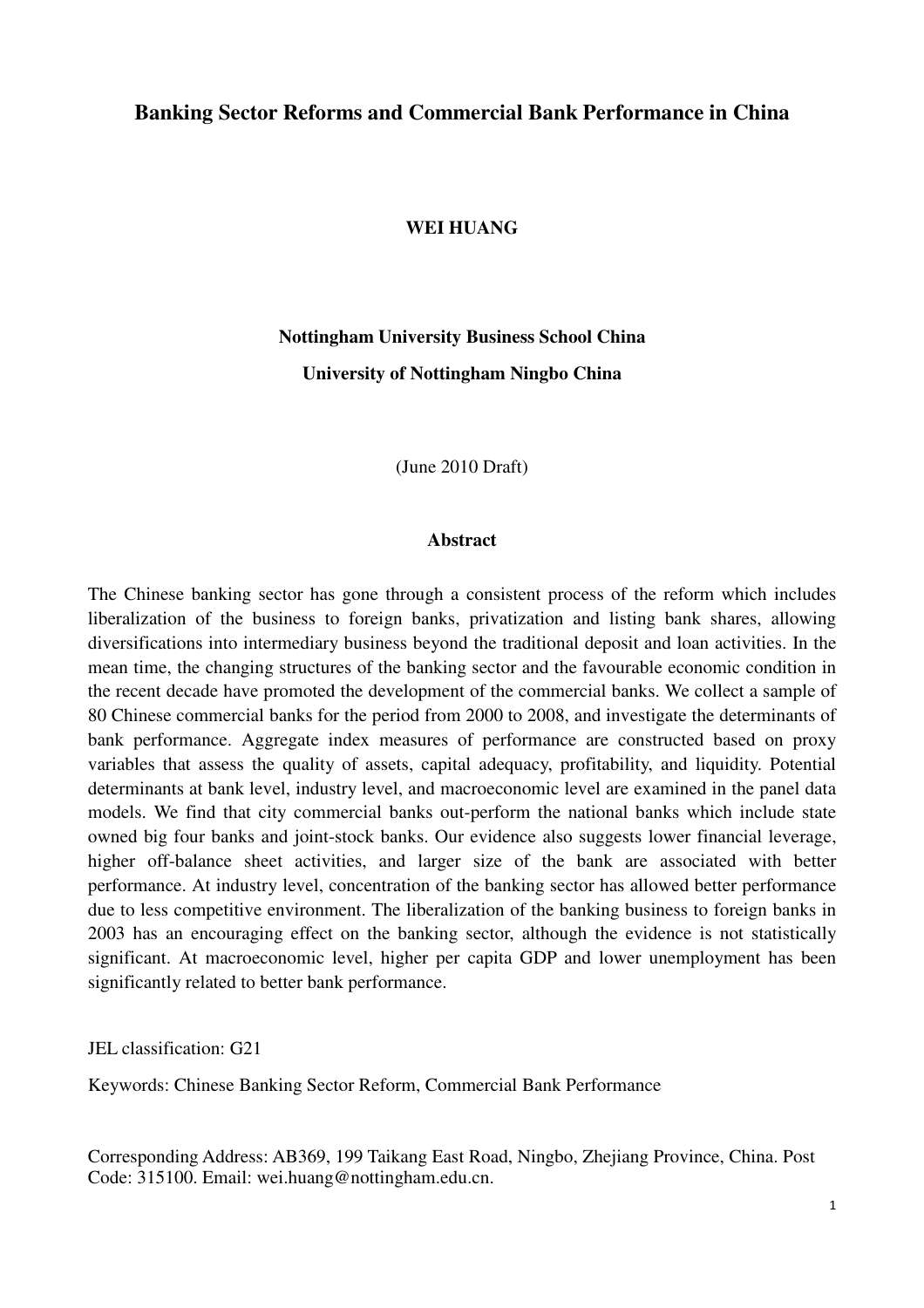# Banking Sector Reforms and Commercial Bank Performance in China

**WEI HUANG**

**Nottingham University Business School China**

**University of Nottingham Ningbo China**

(June 2010 Draft)

## Abstract

The Chinese banking sector has gone through a consistent process of the reform which includes liberalization of the business to foreign banks, privatization and listing bank shares, allowing diversifications into intermediary business beyond the traditional deposit and loan activities. In the mean time, the changing structures of the banking sector and the favourable economic condition in the recent decade have promoted the development of the commercial banks. We collect a sample of 80 Chinese commercial banks for the period from 2000 to 2008, and investigate the determinants of bank performance. Aggregate index measures of performance are constructed based on proxy variables that assess the quality of assets, capital adequacy, profitability, and liquidity. Potential determinants at bank level, industry level, and macroeconomic level are examined in the panel data models. We find that city commercial banks out-perform the national banks which include state owned big four banks and joint-stock banks. Our evidence also suggests lower financial leverage, higher off-balance sheet activities, and larger size of the bank are associated with better performance. At industry level, concentration of the banking sector has allowed better performance due to less competitive environment. The liberalization of the banking business to foreign banks in 2003 has an encouraging effect on the banking sector, although the evidence is not statistically significant. At macroeconomic level, higher per capita GDP and lower unemployment has been significantly related to better bank performance.

JEL classification: G21

Keywords: Chinese Banking Sector Reform, Commercial Bank Performance

Corresponding Address: AB369, 199 Taikang East Road, Ningbo, Zhejiang Province, China. Post Code: 315100. Email: wei.huang@nottingham.edu.cn.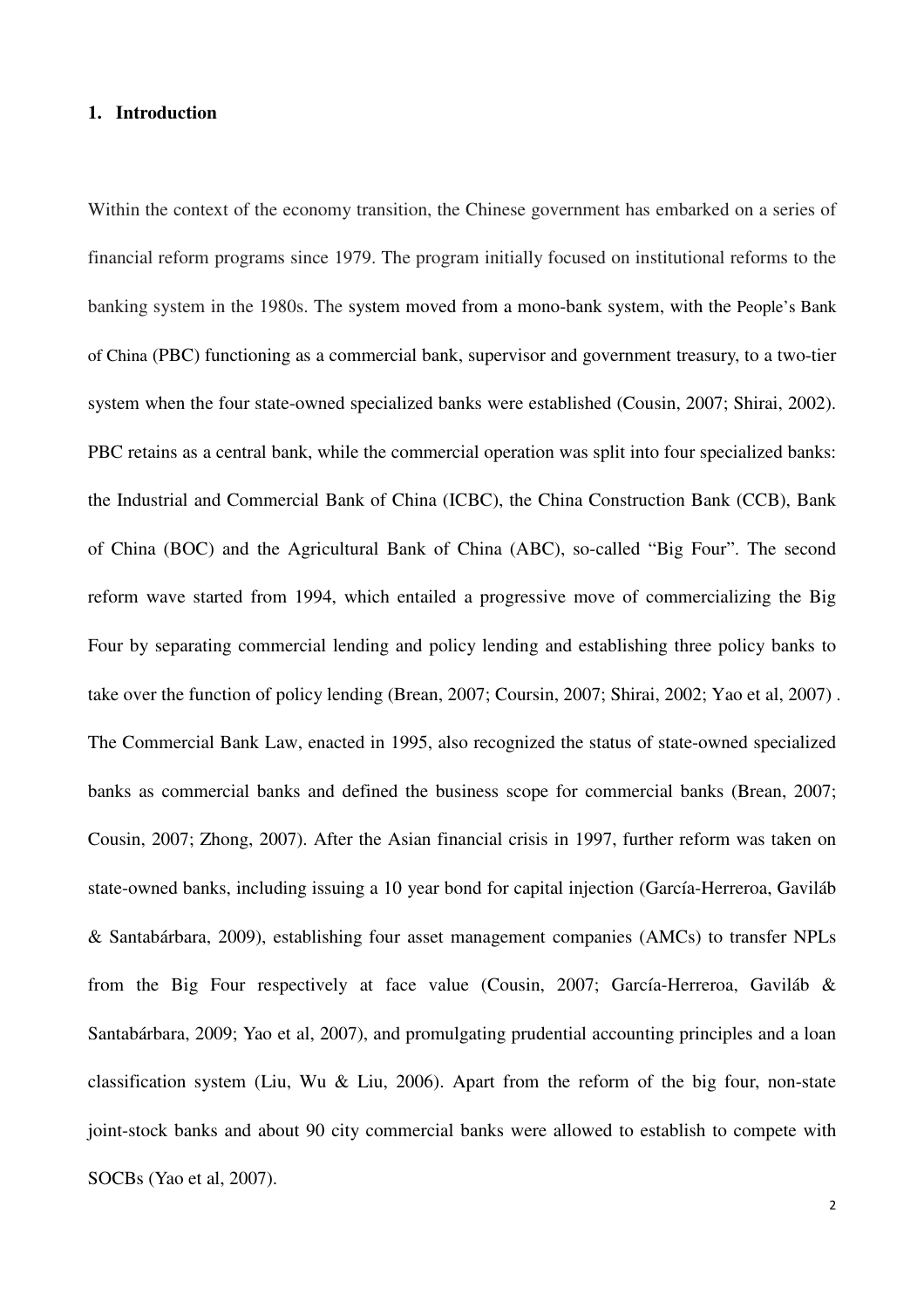## 1. Introduction

Within the context of the economy transition, the Chinese government has embarked on a series of financial reform programs since 1979. The program initially focused on institutional reforms to the banking system in the 1980s. The system moved from a mono-bank system, with the People's Bank of China (PBC) functioning as a commercial bank, supervisor and government treasury, to a two-tier system when the four state-owned specialized banks were established (Cousin, 2007; Shirai, 2002). PBC retains as a central bank, while the commercial operation was split into four specialized banks: the Industrial and Commercial Bank of China (ICBC), the China Construction Bank (CCB), Bank of China (BOC) and the Agricultural Bank of China (ABC), so-called "Big Four". The second reform wave started from 1994, which entailed a progressive move of commercializing the Big Four by separating commercial lending and policy lending and establishing three policy banks to take over the function of policy lending (Brean, 2007; Coursin, 2007; Shirai, 2002; Yao et al, 2007) . The Commercial Bank Law, enacted in 1995, also recognized the status of state-owned specialized banks as commercial banks and defined the business scope for commercial banks (Brean, 2007; Cousin, 2007; Zhong, 2007). After the Asian financial crisis in 1997, further reform was taken on state-owned banks, including issuing a 10 year bond for capital injection (García-Herreroa, Gaviláb & Santabárbara, 2009), establishing four asset management companies (AMCs) to transfer NPLs from the Big Four respectively at face value (Cousin, 2007; García-Herreroa, Gaviláb & Santabárbara, 2009; Yao et al, 2007), and promulgating prudential accounting principles and a loan classification system (Liu, Wu & Liu, 2006). Apart from the reform of the big four, non-state joint-stock banks and about 90 city commercial banks were allowed to establish to compete with SOCBs (Yao et al, 2007).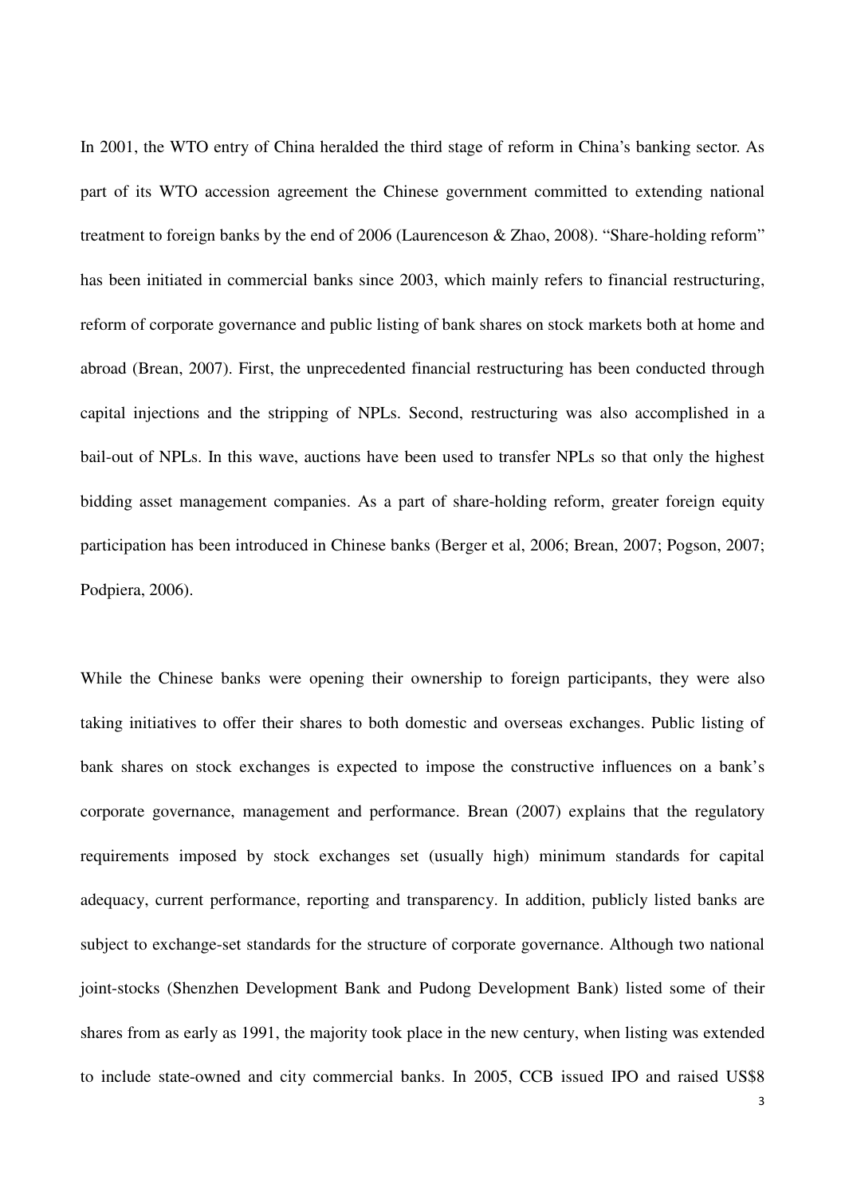In 2001, the WTO entry of China heralded the third stage of reform in China's banking sector. As part of its WTO accession agreement the Chinese government committed to extending national treatment to foreign banks by the end of 2006 (Laurenceson & Zhao, 2008). "Share-holding reform" has been initiated in commercial banks since 2003, which mainly refers to financial restructuring, reform of corporate governance and public listing of bank shares on stock markets both at home and abroad (Brean, 2007). First, the unprecedented financial restructuring has been conducted through capital injections and the stripping of NPLs. Second, restructuring was also accomplished in a bail-out of NPLs. In this wave, auctions have been used to transfer NPLs so that only the highest bidding asset management companies. As a part of share-holding reform, greater foreign equity participation has been introduced in Chinese banks (Berger et al, 2006; Brean, 2007; Pogson, 2007; Podpiera, 2006).

While the Chinese banks were opening their ownership to foreign participants, they were also taking initiatives to offer their shares to both domestic and overseas exchanges. Public listing of bank shares on stock exchanges is expected to impose the constructive influences on a bank's corporate governance, management and performance. Brean (2007) explains that the regulatory requirements imposed by stock exchanges set (usually high) minimum standards for capital adequacy, current performance, reporting and transparency. In addition, publicly listed banks are subject to exchange-set standards for the structure of corporate governance. Although two national joint-stocks (Shenzhen Development Bank and Pudong Development Bank) listed some of their shares from as early as 1991, the majority took place in the new century, when listing was extended to include state-owned and city commercial banks. In 2005, CCB issued IPO and raised US$8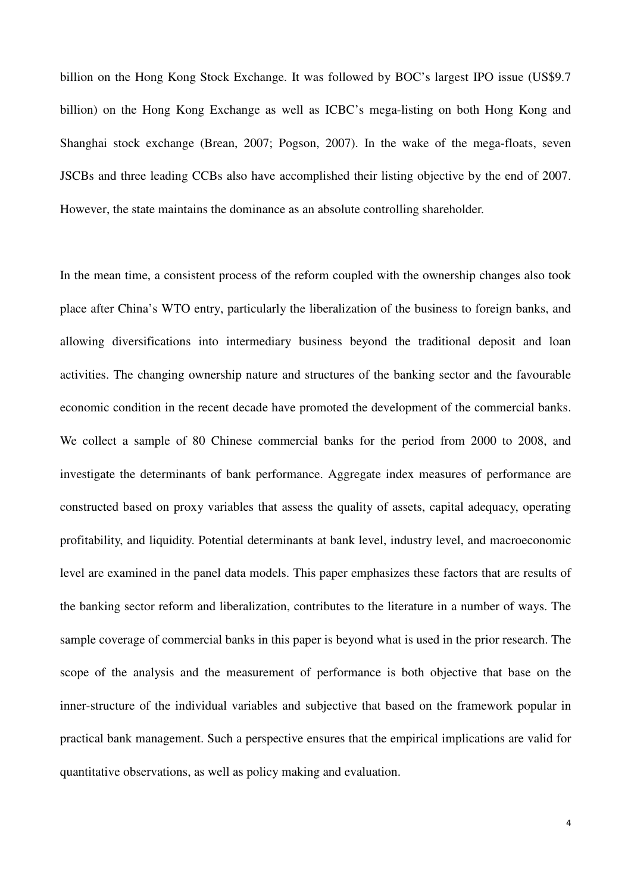billion on the Hong Kong Stock Exchange. It was followed by BOC's largest IPO issue (US$9.7 billion) on the Hong Kong Exchange as well as ICBC's mega-listing on both Hong Kong and Shanghai stock exchange (Brean, 2007; Pogson, 2007). In the wake of the mega-floats, seven JSCBs and three leading CCBs also have accomplished their listing objective by the end of 2007. However, the state maintains the dominance as an absolute controlling shareholder.

In the mean time, a consistent process of the reform coupled with the ownership changes also took place after China's WTO entry, particularly the liberalization of the business to foreign banks, and allowing diversifications into intermediary business beyond the traditional deposit and loan activities. The changing ownership nature and structures of the banking sector and the favourable economic condition in the recent decade have promoted the development of the commercial banks. We collect a sample of 80 Chinese commercial banks for the period from 2000 to 2008, and investigate the determinants of bank performance. Aggregate index measures of performance are constructed based on proxy variables that assess the quality of assets, capital adequacy, operating profitability, and liquidity. Potential determinants at bank level, industry level, and macroeconomic level are examined in the panel data models. This paper emphasizes these factors that are results of the banking sector reform and liberalization, contributes to the literature in a number of ways. The sample coverage of commercial banks in this paper is beyond what is used in the prior research. The scope of the analysis and the measurement of performance is both objective that base on the inner-structure of the individual variables and subjective that based on the framework popular in practical bank management. Such a perspective ensures that the empirical implications are valid for quantitative observations, as well as policy making and evaluation.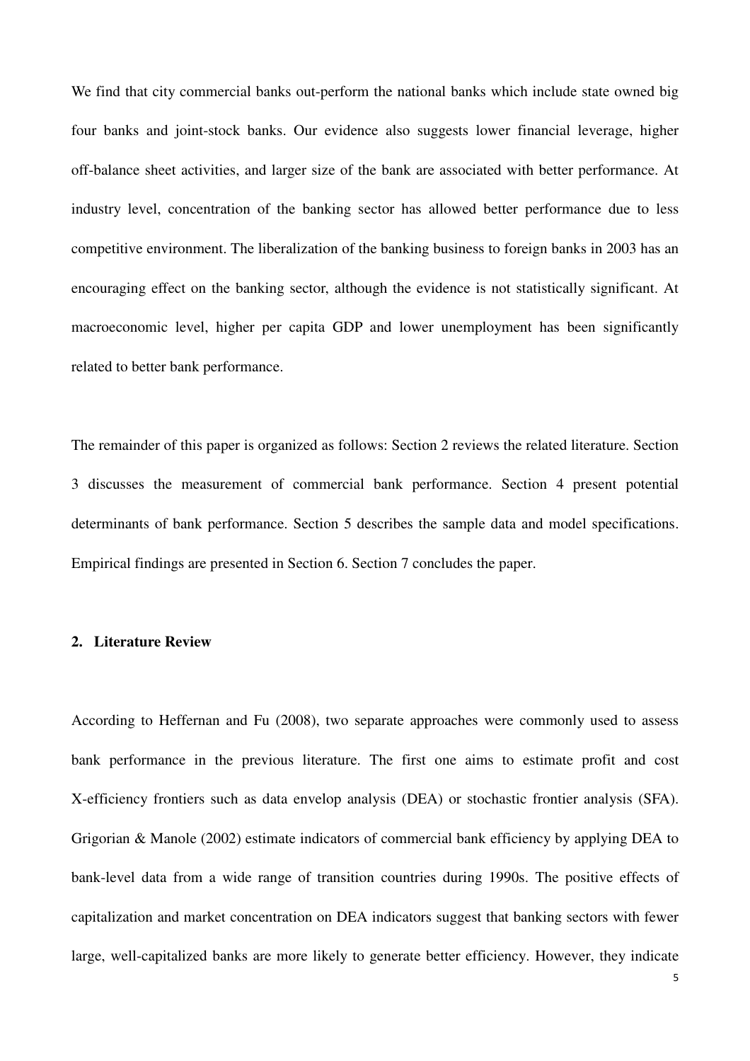We find that city commercial banks out-perform the national banks which include state owned big four banks and joint-stock banks. Our evidence also suggests lower financial leverage, higher off-balance sheet activities, and larger size of the bank are associated with better performance. At industry level, concentration of the banking sector has allowed better performance due to less competitive environment. The liberalization of the banking business to foreign banks in 2003 has an encouraging effect on the banking sector, although the evidence is not statistically significant. At macroeconomic level, higher per capita GDP and lower unemployment has been significantly related to better bank performance.

The remainder of this paper is organized as follows: Section 2 reviews the related literature. Section 3 discusses the measurement of commercial bank performance. Section 4 present potential determinants of bank performance. Section 5 describes the sample data and model specifications. Empirical findings are presented in Section 6. Section 7 concludes the paper.

## 2. Literature Review

According to Heffernan and Fu (2008), two separate approaches were commonly used to assess bank performance in the previous literature. The first one aims to estimate profit and cost X-efficiency frontiers such as data envelop analysis (DEA) or stochastic frontier analysis (SFA). Grigorian & Manole (2002) estimate indicators of commercial bank efficiency by applying DEA to bank-level data from a wide range of transition countries during 1990s. The positive effects of capitalization and market concentration on DEA indicators suggest that banking sectors with fewer large, well-capitalized banks are more likely to generate better efficiency. However, they indicate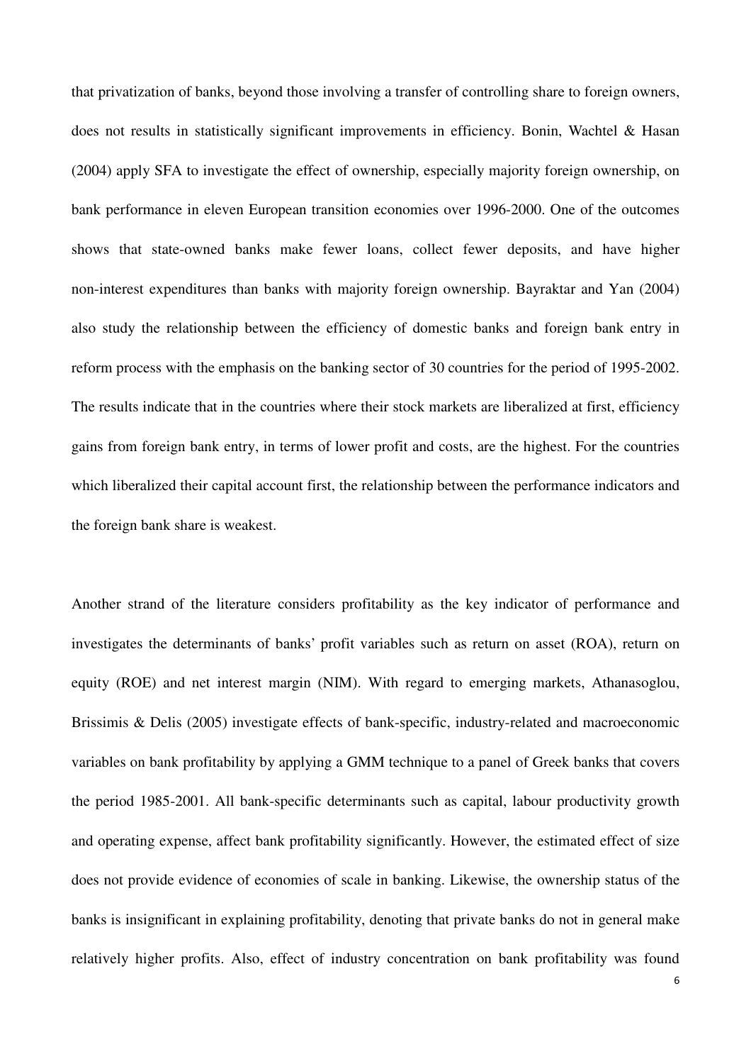that privatization of banks, beyond those involving a transfer of controlling share to foreign owners, does not results in statistically significant improvements in efficiency. Bonin, Wachtel & Hasan (2004) apply SFA to investigate the effect of ownership, especially majority foreign ownership, on bank performance in eleven European transition economies over 1996-2000. One of the outcomes shows that state-owned banks make fewer loans, collect fewer deposits, and have higher non-interest expenditures than banks with majority foreign ownership. Bayraktar and Yan (2004) also study the relationship between the efficiency of domestic banks and foreign bank entry in reform process with the emphasis on the banking sector of 30 countries for the period of 1995-2002. The results indicate that in the countries where their stock markets are liberalized at first, efficiency gains from foreign bank entry, in terms of lower profit and costs, are the highest. For the countries which liberalized their capital account first, the relationship between the performance indicators and the foreign bank share is weakest.

Another strand of the literature considers profitability as the key indicator of performance and investigates the determinants of banks' profit variables such as return on asset (ROA), return on equity (ROE) and net interest margin (NIM). With regard to emerging markets, Athanasoglou, Brissimis & Delis (2005) investigate effects of bank-specific, industry-related and macroeconomic variables on bank profitability by applying a GMM technique to a panel of Greek banks that covers the period 1985-2001. All bank-specific determinants such as capital, labour productivity growth and operating expense, affect bank profitability significantly. However, the estimated effect of size does not provide evidence of economies of scale in banking. Likewise, the ownership status of the banks is insignificant in explaining profitability, denoting that private banks do not in general make relatively higher profits. Also, effect of industry concentration on bank profitability was found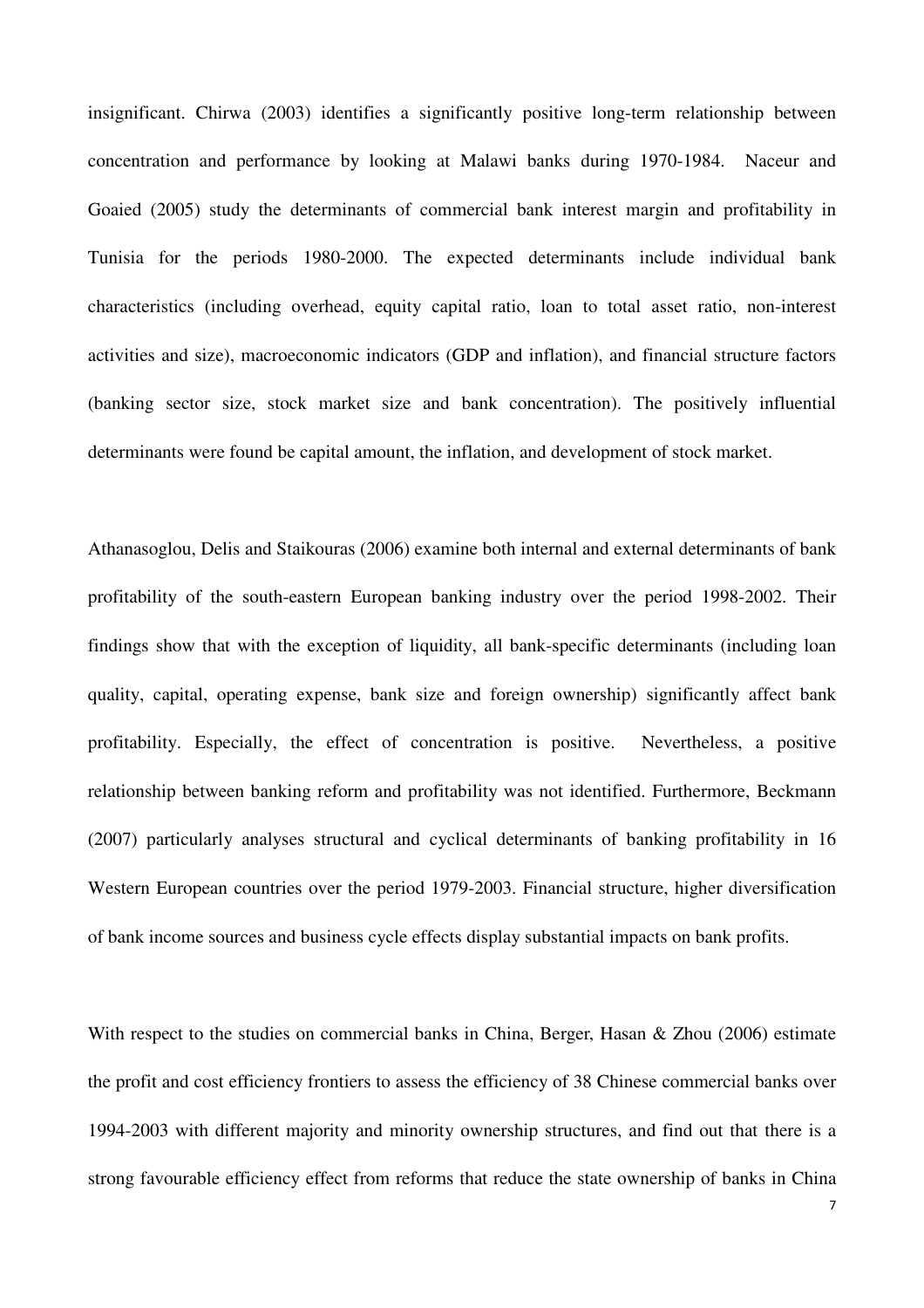insignificant. Chirwa (2003) identifies a significantly positive long-term relationship between concentration and performance by looking at Malawi banks during 1970-1984. Naceur and Goaied (2005) study the determinants of commercial bank interest margin and profitability in Tunisia for the periods 1980-2000. The expected determinants include individual bank characteristics (including overhead, equity capital ratio, loan to total asset ratio, non-interest activities and size), macroeconomic indicators (GDP and inflation), and financial structure factors (banking sector size, stock market size and bank concentration). The positively influential determinants were found be capital amount, the inflation, and development of stock market.

Athanasoglou, Delis and Staikouras (2006) examine both internal and external determinants of bank profitability of the south-eastern European banking industry over the period 1998-2002. Their findings show that with the exception of liquidity, all bank-specific determinants (including loan quality, capital, operating expense, bank size and foreign ownership) significantly affect bank profitability. Especially, the effect of concentration is positive. Nevertheless, a positive relationship between banking reform and profitability was not identified. Furthermore, Beckmann (2007) particularly analyses structural and cyclical determinants of banking profitability in 16 Western European countries over the period 1979-2003. Financial structure, higher diversification of bank income sources and business cycle effects display substantial impacts on bank profits.

With respect to the studies on commercial banks in China, Berger, Hasan & Zhou (2006) estimate the profit and cost efficiency frontiers to assess the efficiency of 38 Chinese commercial banks over 1994-2003 with different majority and minority ownership structures, and find out that there is a strong favourable efficiency effect from reforms that reduce the state ownership of banks in China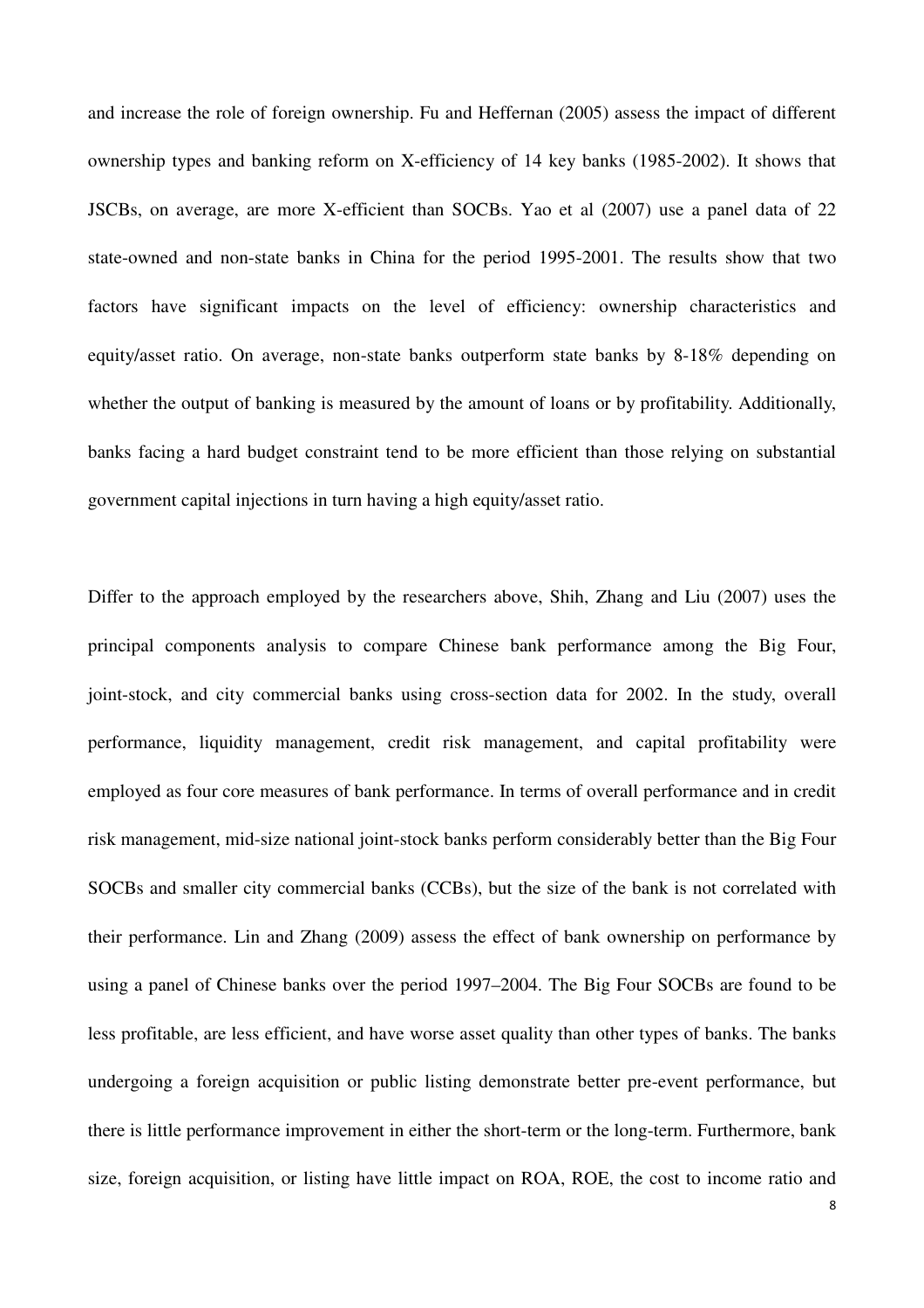and increase the role of foreign ownership. Fu and Heffernan (2005) assess the impact of different ownership types and banking reform on X-efficiency of 14 key banks (1985-2002). It shows that JSCBs, on average, are more X-efficient than SOCBs. Yao et al (2007) use a panel data of 22 state-owned and non-state banks in China for the period 1995-2001. The results show that two factors have significant impacts on the level of efficiency: ownership characteristics and equity/asset ratio. On average, non-state banks outperform state banks by 8-18% depending on whether the output of banking is measured by the amount of loans or by profitability. Additionally, banks facing a hard budget constraint tend to be more efficient than those relying on substantial government capital injections in turn having a high equity/asset ratio.

Differ to the approach employed by the researchers above, Shih, Zhang and Liu (2007) uses the principal components analysis to compare Chinese bank performance among the Big Four, joint-stock, and city commercial banks using cross-section data for 2002. In the study, overall performance, liquidity management, credit risk management, and capital profitability were employed as four core measures of bank performance. In terms of overall performance and in credit risk management, mid-size national joint-stock banks perform considerably better than the Big Four SOCBs and smaller city commercial banks (CCBs), but the size of the bank is not correlated with their performance. Lin and Zhang (2009) assess the effect of bank ownership on performance by using a panel of Chinese banks over the period 1997–2004. The Big Four SOCBs are found to be less profitable, are less efficient, and have worse asset quality than other types of banks. The banks undergoing a foreign acquisition or public listing demonstrate better pre-event performance, but there is little performance improvement in either the short-term or the long-term. Furthermore, bank size, foreign acquisition, or listing have little impact on ROA, ROE, the cost to income ratio and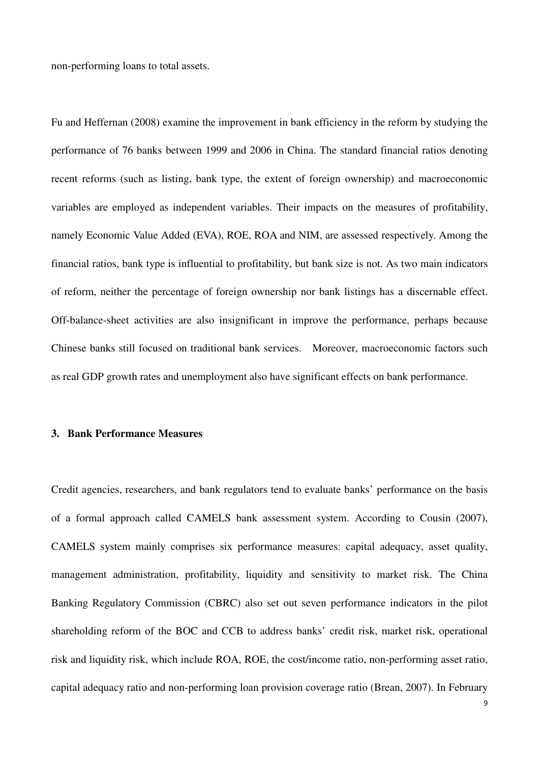non-performing loans to total assets.

Fu and Heffernan (2008) examine the improvement in bank efficiency in the reform by studying the performance of 76 banks between 1999 and 2006 in China. The standard financial ratios denoting recent reforms (such as listing, bank type, the extent of foreign ownership) and macroeconomic variables are employed as independent variables. Their impacts on the measures of profitability, namely Economic Value Added (EVA), ROE, ROA and NIM, are assessed respectively. Among the financial ratios, bank type is influential to profitability, but bank size is not. As two main indicators of reform, neither the percentage of foreign ownership nor bank listings has a discernable effect. Off-balance-sheet activities are also insignificant in improve the performance, perhaps because Chinese banks still focused on traditional bank services. Moreover, macroeconomic factors such as real GDP growth rates and unemployment also have significant effects on bank performance.

## 3. Bank Performance Measures

Credit agencies, researchers, and bank regulators tend to evaluate banks' performance on the basis of a formal approach called CAMELS bank assessment system. According to Cousin (2007), CAMELS system mainly comprises six performance measures: capital adequacy, asset quality, management administration, profitability, liquidity and sensitivity to market risk. The China Banking Regulatory Commission (CBRC) also set out seven performance indicators in the pilot shareholding reform of the BOC and CCB to address banks' credit risk, market risk, operational risk and liquidity risk, which include ROA, ROE, the cost/income ratio, non-performing asset ratio, capital adequacy ratio and non-performing loan provision coverage ratio (Brean, 2007). In February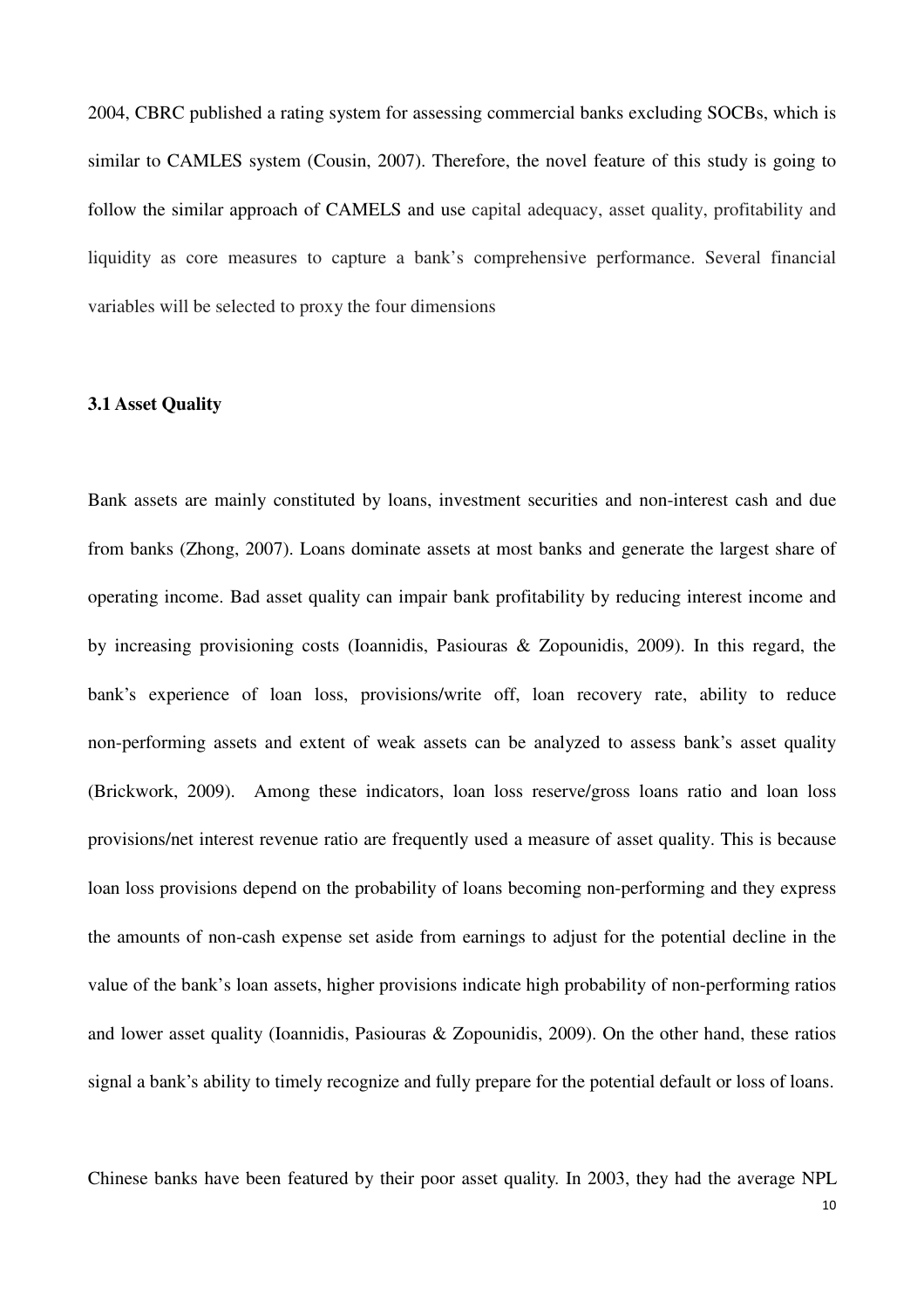2004, CBRC published a rating system for assessing commercial banks excluding SOCBs, which is similar to CAMLES system (Cousin, 2007). Therefore, the novel feature of this study is going to follow the similar approach of CAMELS and use capital adequacy, asset quality, profitability and liquidity as core measures to capture a bank's comprehensive performance. Several financial variables will be selected to proxy the four dimensions

### 3.1 Asset Quality

Bank assets are mainly constituted by loans, investment securities and non-interest cash and due from banks (Zhong, 2007). Loans dominate assets at most banks and generate the largest share of operating income. Bad asset quality can impair bank profitability by reducing interest income and by increasing provisioning costs (Ioannidis, Pasiouras & Zopounidis, 2009). In this regard, the bank's experience of loan loss, provisions/write off, loan recovery rate, ability to reduce non-performing assets and extent of weak assets can be analyzed to assess bank's asset quality (Brickwork, 2009). Among these indicators, loan loss reserve/gross loans ratio and loan loss provisions/net interest revenue ratio are frequently used a measure of asset quality. This is because loan loss provisions depend on the probability of loans becoming non-performing and they express the amounts of non-cash expense set aside from earnings to adjust for the potential decline in the value of the bank's loan assets, higher provisions indicate high probability of non-performing ratios and lower asset quality (Ioannidis, Pasiouras & Zopounidis, 2009). On the other hand, these ratios signal a bank's ability to timely recognize and fully prepare for the potential default or loss of loans.

Chinese banks have been featured by their poor asset quality. In 2003, they had the average NPL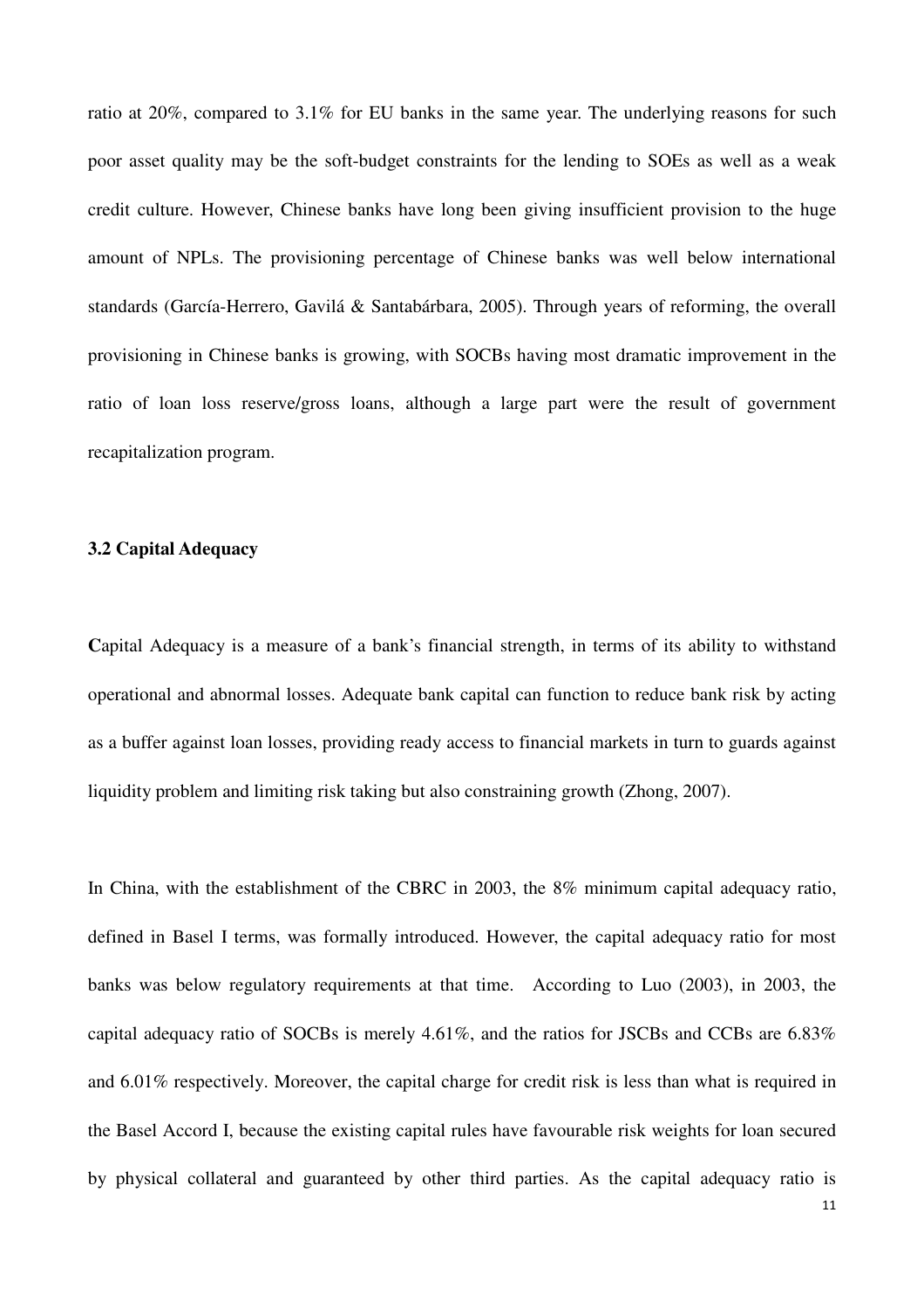ratio at 20%, compared to 3.1% for EU banks in the same year. The underlying reasons for such poor asset quality may be the soft-budget constraints for the lending to SOEs as well as a weak credit culture. However, Chinese banks have long been giving insufficient provision to the huge amount of NPLs. The provisioning percentage of Chinese banks was well below international standards (García-Herrero, Gavilá & Santabárbara, 2005). Through years of reforming, the overall provisioning in Chinese banks is growing, with SOCBs having most dramatic improvement in the ratio of loan loss reserve/gross loans, although a large part were the result of government recapitalization program.

### 3.2 Capital Adequacy

**C**apital Adequacy is a measure of a bank's financial strength, in terms of its ability to withstand operational and abnormal losses. Adequate bank capital can function to reduce bank risk by acting as a buffer against loan losses, providing ready access to financial markets in turn to guards against liquidity problem and limiting risk taking but also constraining growth (Zhong, 2007).

In China, with the establishment of the CBRC in 2003, the 8% minimum capital adequacy ratio, defined in Basel I terms, was formally introduced. However, the capital adequacy ratio for most banks was below regulatory requirements at that time. According to Luo (2003), in 2003, the capital adequacy ratio of SOCBs is merely 4.61%, and the ratios for JSCBs and CCBs are 6.83% and 6.01% respectively. Moreover, the capital charge for credit risk is less than what is required in the Basel Accord I, because the existing capital rules have favourable risk weights for loan secured by physical collateral and guaranteed by other third parties. As the capital adequacy ratio is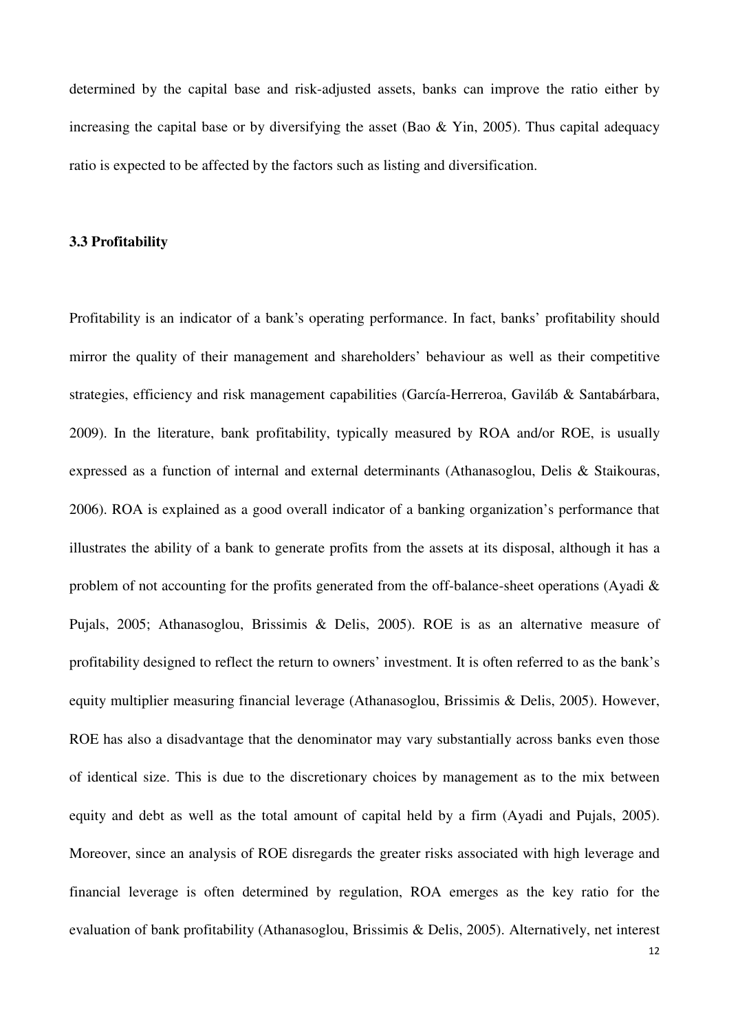determined by the capital base and risk-adjusted assets, banks can improve the ratio either by increasing the capital base or by diversifying the asset (Bao & Yin, 2005). Thus capital adequacy ratio is expected to be affected by the factors such as listing and diversification.

### 3.3 Profitability

Profitability is an indicator of a bank's operating performance. In fact, banks' profitability should mirror the quality of their management and shareholders' behaviour as well as their competitive strategies, efficiency and risk management capabilities (García-Herreroa, Gaviláb & Santabárbara, 2009). In the literature, bank profitability, typically measured by ROA and/or ROE, is usually expressed as a function of internal and external determinants (Athanasoglou, Delis & Staikouras, 2006). ROA is explained as a good overall indicator of a banking organization's performance that illustrates the ability of a bank to generate profits from the assets at its disposal, although it has a problem of not accounting for the profits generated from the off-balance-sheet operations (Ayadi & Pujals, 2005; Athanasoglou, Brissimis & Delis, 2005). ROE is as an alternative measure of profitability designed to reflect the return to owners' investment. It is often referred to as the bank's equity multiplier measuring financial leverage (Athanasoglou, Brissimis & Delis, 2005). However, ROE has also a disadvantage that the denominator may vary substantially across banks even those of identical size. This is due to the discretionary choices by management as to the mix between equity and debt as well as the total amount of capital held by a firm (Ayadi and Pujals, 2005). Moreover, since an analysis of ROE disregards the greater risks associated with high leverage and financial leverage is often determined by regulation, ROA emerges as the key ratio for the evaluation of bank profitability (Athanasoglou, Brissimis & Delis, 2005). Alternatively, net interest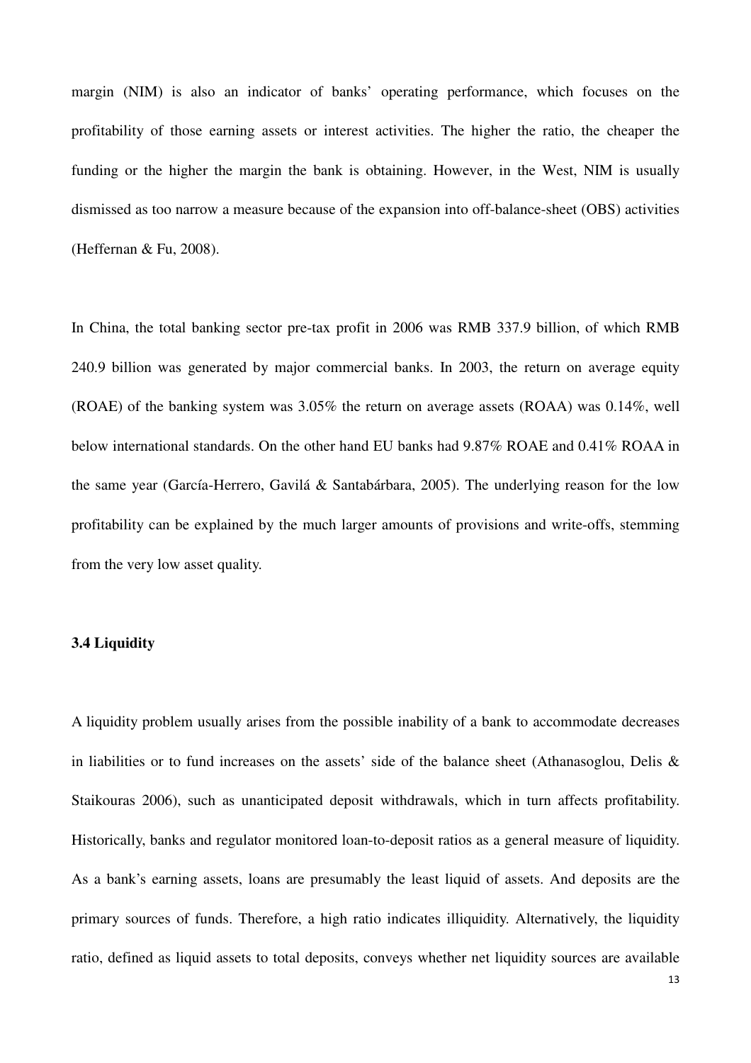margin (NIM) is also an indicator of banks' operating performance, which focuses on the profitability of those earning assets or interest activities. The higher the ratio, the cheaper the funding or the higher the margin the bank is obtaining. However, in the West, NIM is usually dismissed as too narrow a measure because of the expansion into off-balance-sheet (OBS) activities (Heffernan & Fu, 2008).

In China, the total banking sector pre-tax profit in 2006 was RMB 337.9 billion, of which RMB 240.9 billion was generated by major commercial banks. In 2003, the return on average equity (ROAE) of the banking system was 3.05% the return on average assets (ROAA) was 0.14%, well below international standards. On the other hand EU banks had 9.87% ROAE and 0.41% ROAA in the same year (García-Herrero, Gavilá & Santabárbara, 2005). The underlying reason for the low profitability can be explained by the much larger amounts of provisions and write-offs, stemming from the very low asset quality.

### 3.4 Liquidity

A liquidity problem usually arises from the possible inability of a bank to accommodate decreases in liabilities or to fund increases on the assets' side of the balance sheet (Athanasoglou, Delis & Staikouras 2006), such as unanticipated deposit withdrawals, which in turn affects profitability. Historically, banks and regulator monitored loan-to-deposit ratios as a general measure of liquidity. As a bank's earning assets, loans are presumably the least liquid of assets. And deposits are the primary sources of funds. Therefore, a high ratio indicates illiquidity. Alternatively, the liquidity ratio, defined as liquid assets to total deposits, conveys whether net liquidity sources are available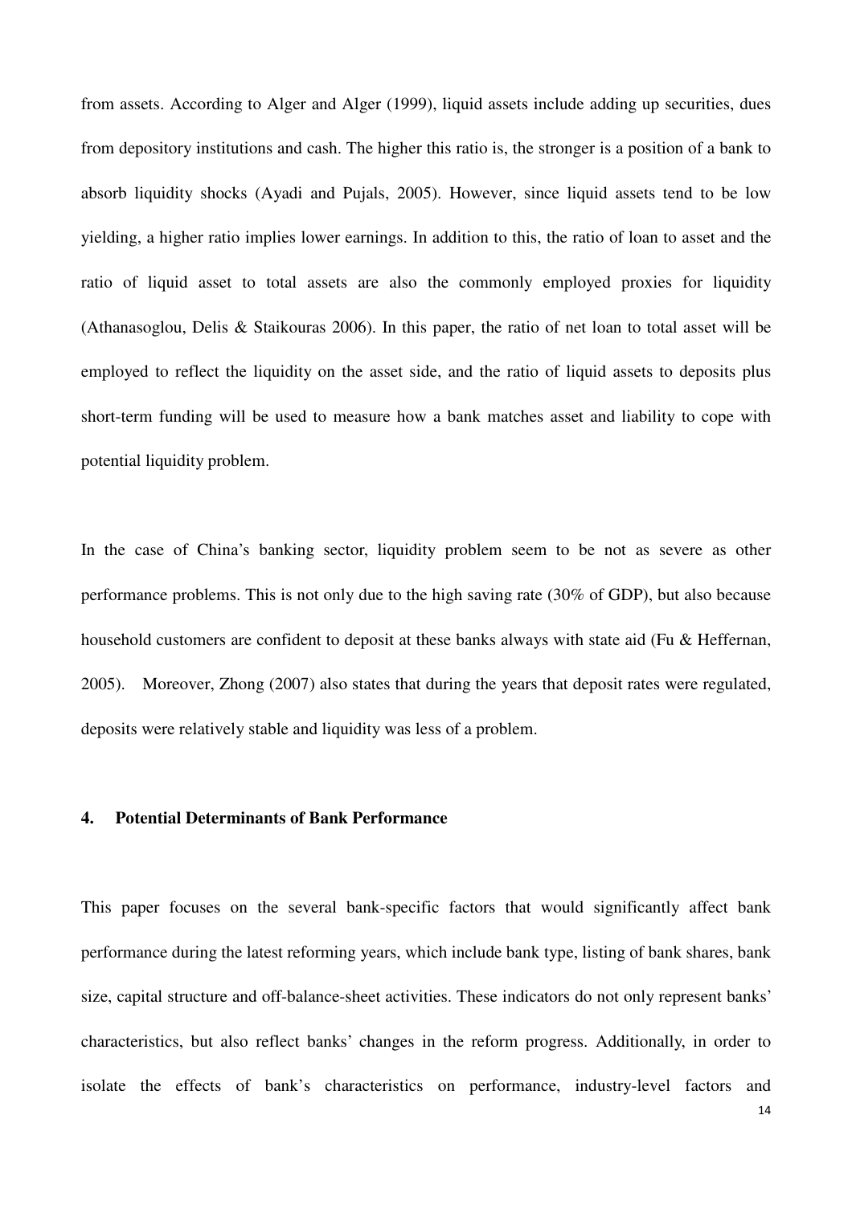from assets. According to Alger and Alger (1999), liquid assets include adding up securities, dues from depository institutions and cash. The higher this ratio is, the stronger is a position of a bank to absorb liquidity shocks (Ayadi and Pujals, 2005). However, since liquid assets tend to be low yielding, a higher ratio implies lower earnings. In addition to this, the ratio of loan to asset and the ratio of liquid asset to total assets are also the commonly employed proxies for liquidity (Athanasoglou, Delis & Staikouras 2006). In this paper, the ratio of net loan to total asset will be employed to reflect the liquidity on the asset side, and the ratio of liquid assets to deposits plus short-term funding will be used to measure how a bank matches asset and liability to cope with potential liquidity problem.

In the case of China's banking sector, liquidity problem seem to be not as severe as other performance problems. This is not only due to the high saving rate (30% of GDP), but also because household customers are confident to deposit at these banks always with state aid (Fu & Heffernan, 2005). Moreover, Zhong (2007) also states that during the years that deposit rates were regulated, deposits were relatively stable and liquidity was less of a problem.

## 4. Potential Determinants of Bank Performance

This paper focuses on the several bank-specific factors that would significantly affect bank performance during the latest reforming years, which include bank type, listing of bank shares, bank size, capital structure and off-balance-sheet activities. These indicators do not only represent banks' characteristics, but also reflect banks' changes in the reform progress. Additionally, in order to isolate the effects of bank's characteristics on performance, industry-level factors and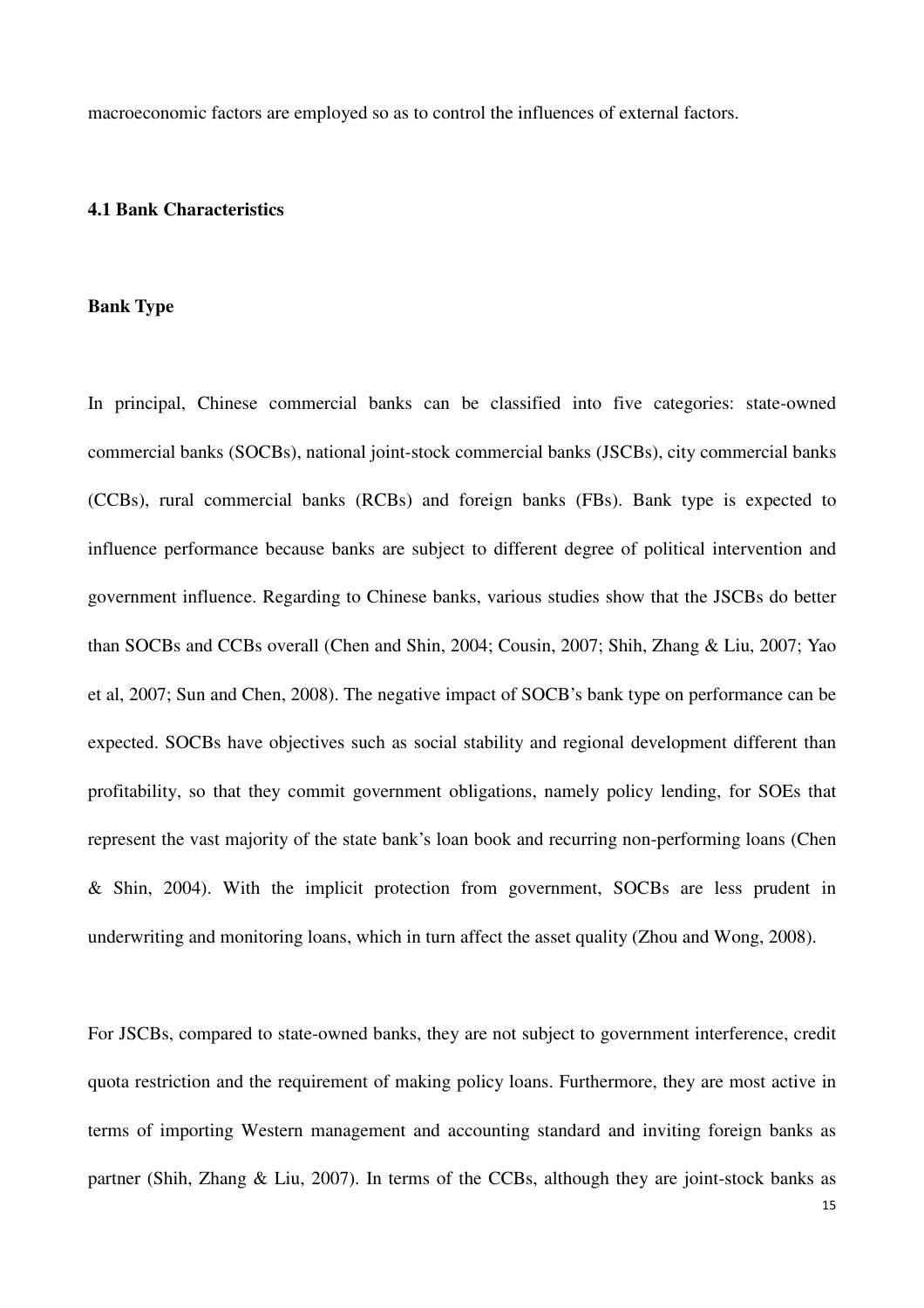macroeconomic factors are employed so as to control the influences of external factors.

### 4.1 Bank Characteristics

#### Bank Type

In principal, Chinese commercial banks can be classified into five categories: state-owned commercial banks (SOCBs), national joint-stock commercial banks (JSCBs), city commercial banks (CCBs), rural commercial banks (RCBs) and foreign banks (FBs). Bank type is expected to influence performance because banks are subject to different degree of political intervention and government influence. Regarding to Chinese banks, various studies show that the JSCBs do better than SOCBs and CCBs overall (Chen and Shin, 2004; Cousin, 2007; Shih, Zhang & Liu, 2007; Yao et al, 2007; Sun and Chen, 2008). The negative impact of SOCB's bank type on performance can be expected. SOCBs have objectives such as social stability and regional development different than profitability, so that they commit government obligations, namely policy lending, for SOEs that represent the vast majority of the state bank's loan book and recurring non-performing loans (Chen & Shin, 2004). With the implicit protection from government, SOCBs are less prudent in underwriting and monitoring loans, which in turn affect the asset quality (Zhou and Wong, 2008).

For JSCBs, compared to state-owned banks, they are not subject to government interference, credit quota restriction and the requirement of making policy loans. Furthermore, they are most active in terms of importing Western management and accounting standard and inviting foreign banks as partner (Shih, Zhang & Liu, 2007). In terms of the CCBs, although they are joint-stock banks as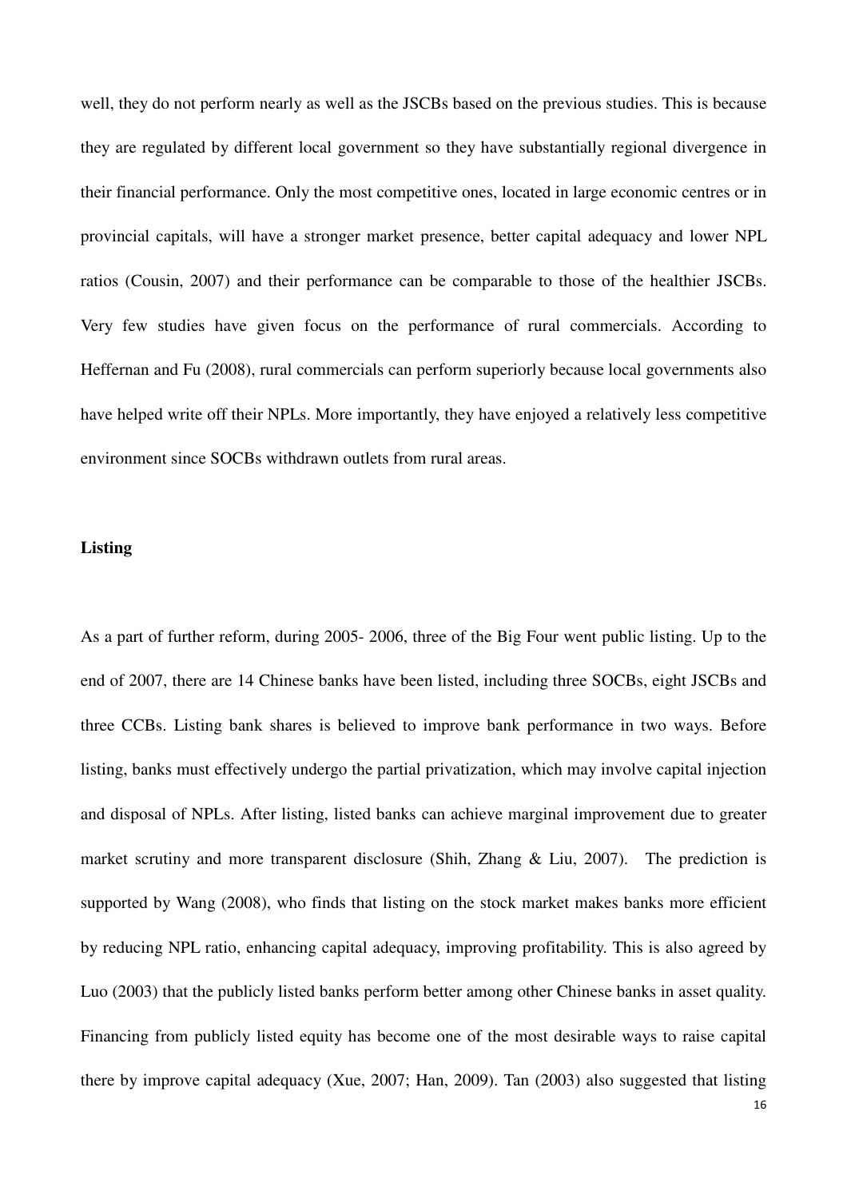well, they do not perform nearly as well as the JSCBs based on the previous studies. This is because they are regulated by different local government so they have substantially regional divergence in their financial performance. Only the most competitive ones, located in large economic centres or in provincial capitals, will have a stronger market presence, better capital adequacy and lower NPL ratios (Cousin, 2007) and their performance can be comparable to those of the healthier JSCBs. Very few studies have given focus on the performance of rural commercials. According to Heffernan and Fu (2008), rural commercials can perform superiorly because local governments also have helped write off their NPLs. More importantly, they have enjoyed a relatively less competitive environment since SOCBs withdrawn outlets from rural areas.

**Listing**

As a part of further reform, during 2005- 2006, three of the Big Four went public listing. Up to the end of 2007, there are 14 Chinese banks have been listed, including three SOCBs, eight JSCBs and three CCBs. Listing bank shares is believed to improve bank performance in two ways. Before listing, banks must effectively undergo the partial privatization, which may involve capital injection and disposal of NPLs. After listing, listed banks can achieve marginal improvement due to greater market scrutiny and more transparent disclosure (Shih, Zhang & Liu, 2007). The prediction is supported by Wang (2008), who finds that listing on the stock market makes banks more efficient by reducing NPL ratio, enhancing capital adequacy, improving profitability. This is also agreed by Luo (2003) that the publicly listed banks perform better among other Chinese banks in asset quality. Financing from publicly listed equity has become one of the most desirable ways to raise capital there by improve capital adequacy (Xue, 2007; Han, 2009). Tan (2003) also suggested that listing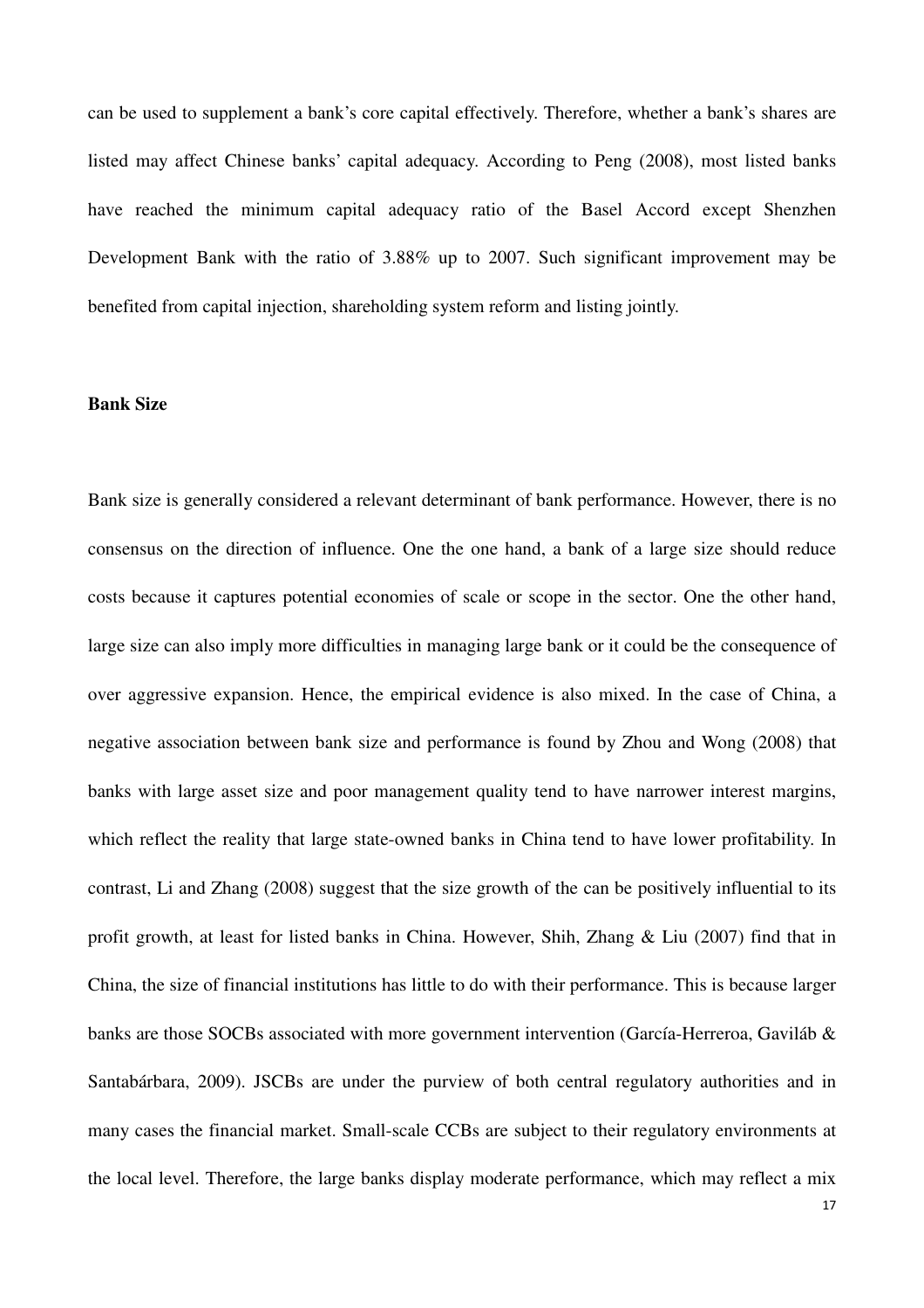can be used to supplement a bank's core capital effectively. Therefore, whether a bank's shares are listed may affect Chinese banks' capital adequacy. According to Peng (2008), most listed banks have reached the minimum capital adequacy ratio of the Basel Accord except Shenzhen Development Bank with the ratio of 3.88% up to 2007. Such significant improvement may be benefited from capital injection, shareholding system reform and listing jointly.

**Bank Size**

Bank size is generally considered a relevant determinant of bank performance. However, there is no consensus on the direction of influence. One the one hand, a bank of a large size should reduce costs because it captures potential economies of scale or scope in the sector. One the other hand, large size can also imply more difficulties in managing large bank or it could be the consequence of over aggressive expansion. Hence, the empirical evidence is also mixed. In the case of China, a negative association between bank size and performance is found by Zhou and Wong (2008) that banks with large asset size and poor management quality tend to have narrower interest margins, which reflect the reality that large state-owned banks in China tend to have lower profitability. In contrast, Li and Zhang (2008) suggest that the size growth of the can be positively influential to its profit growth, at least for listed banks in China. However, Shih, Zhang & Liu (2007) find that in China, the size of financial institutions has little to do with their performance. This is because larger banks are those SOCBs associated with more government intervention (García-Herreroa, Gaviláb & Santabárbara, 2009). JSCBs are under the purview of both central regulatory authorities and in many cases the financial market. Small-scale CCBs are subject to their regulatory environments at the local level. Therefore, the large banks display moderate performance, which may reflect a mix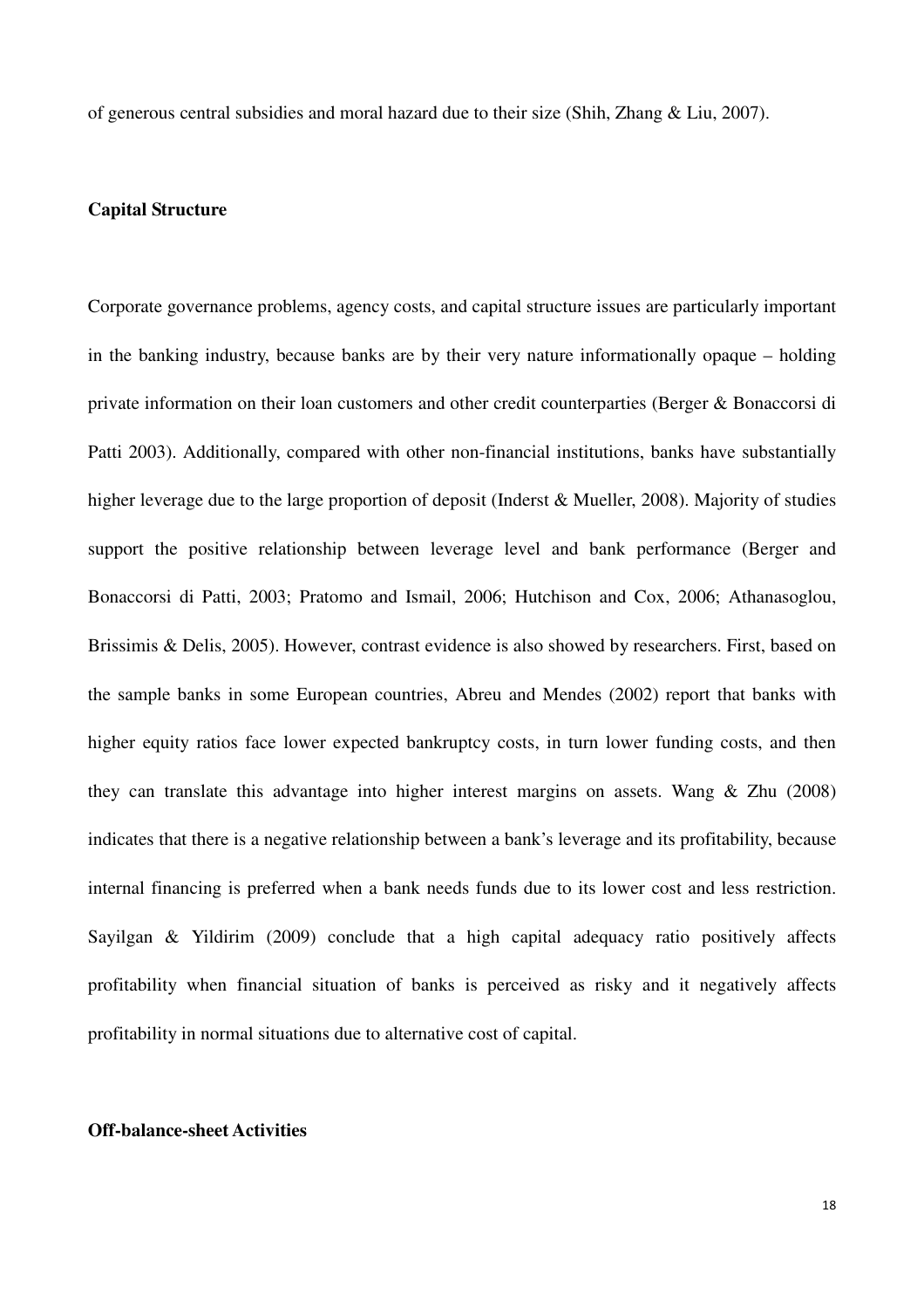of generous central subsidies and moral hazard due to their size (Shih, Zhang & Liu, 2007).

### Capital Structure

Corporate governance problems, agency costs, and capital structure issues are particularly important in the banking industry, because banks are by their very nature informationally opaque – holding private information on their loan customers and other credit counterparties (Berger & Bonaccorsi di Patti 2003). Additionally, compared with other non-financial institutions, banks have substantially higher leverage due to the large proportion of deposit (Inderst & Mueller, 2008). Majority of studies support the positive relationship between leverage level and bank performance (Berger and Bonaccorsi di Patti, 2003; Pratomo and Ismail, 2006; Hutchison and Cox, 2006; Athanasoglou, Brissimis & Delis, 2005). However, contrast evidence is also showed by researchers. First, based on the sample banks in some European countries, Abreu and Mendes (2002) report that banks with higher equity ratios face lower expected bankruptcy costs, in turn lower funding costs, and then they can translate this advantage into higher interest margins on assets. Wang & Zhu (2008) indicates that there is a negative relationship between a bank's leverage and its profitability, because internal financing is preferred when a bank needs funds due to its lower cost and less restriction. Sayilgan & Yildirim (2009) conclude that a high capital adequacy ratio positively affects profitability when financial situation of banks is perceived as risky and it negatively affects profitability in normal situations due to alternative cost of capital.

### Off-balance-sheet Activities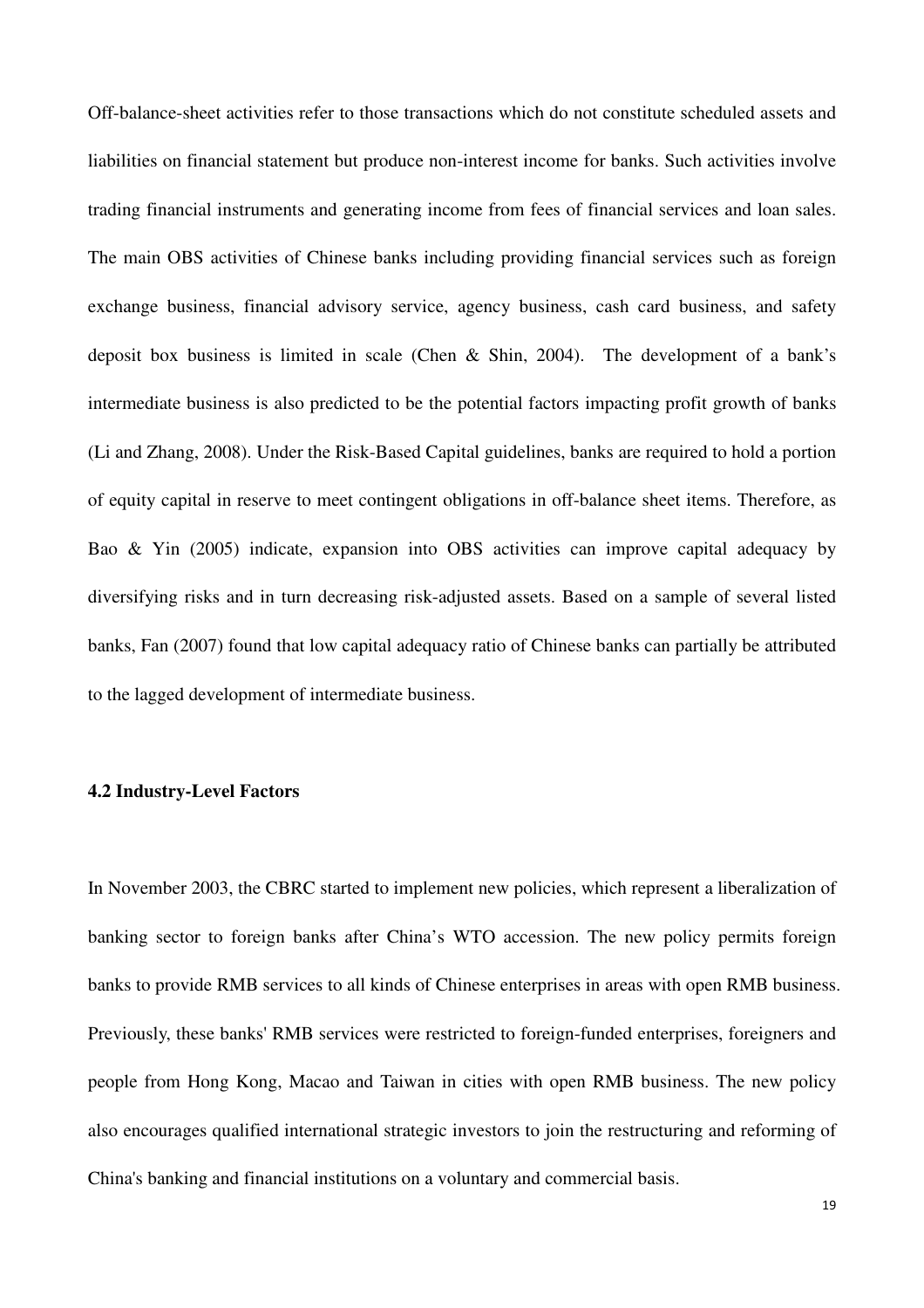Off-balance-sheet activities refer to those transactions which do not constitute scheduled assets and liabilities on financial statement but produce non-interest income for banks. Such activities involve trading financial instruments and generating income from fees of financial services and loan sales. The main OBS activities of Chinese banks including providing financial services such as foreign exchange business, financial advisory service, agency business, cash card business, and safety deposit box business is limited in scale (Chen & Shin, 2004). The development of a bank's intermediate business is also predicted to be the potential factors impacting profit growth of banks (Li and Zhang, 2008). Under the Risk-Based Capital guidelines, banks are required to hold a portion of equity capital in reserve to meet contingent obligations in off-balance sheet items. Therefore, as Bao & Yin (2005) indicate, expansion into OBS activities can improve capital adequacy by diversifying risks and in turn decreasing risk-adjusted assets. Based on a sample of several listed banks, Fan (2007) found that low capital adequacy ratio of Chinese banks can partially be attributed to the lagged development of intermediate business.

### 4.2 Industry-Level Factors

In November 2003, the CBRC started to implement new policies, which represent a liberalization of banking sector to foreign banks after China's WTO accession. The new policy permits foreign banks to provide RMB services to all kinds of Chinese enterprises in areas with open RMB business. Previously, these banks' RMB services were restricted to foreign-funded enterprises, foreigners and people from Hong Kong, Macao and Taiwan in cities with open RMB business. The new policy also encourages qualified international strategic investors to join the restructuring and reforming of China's banking and financial institutions on a voluntary and commercial basis.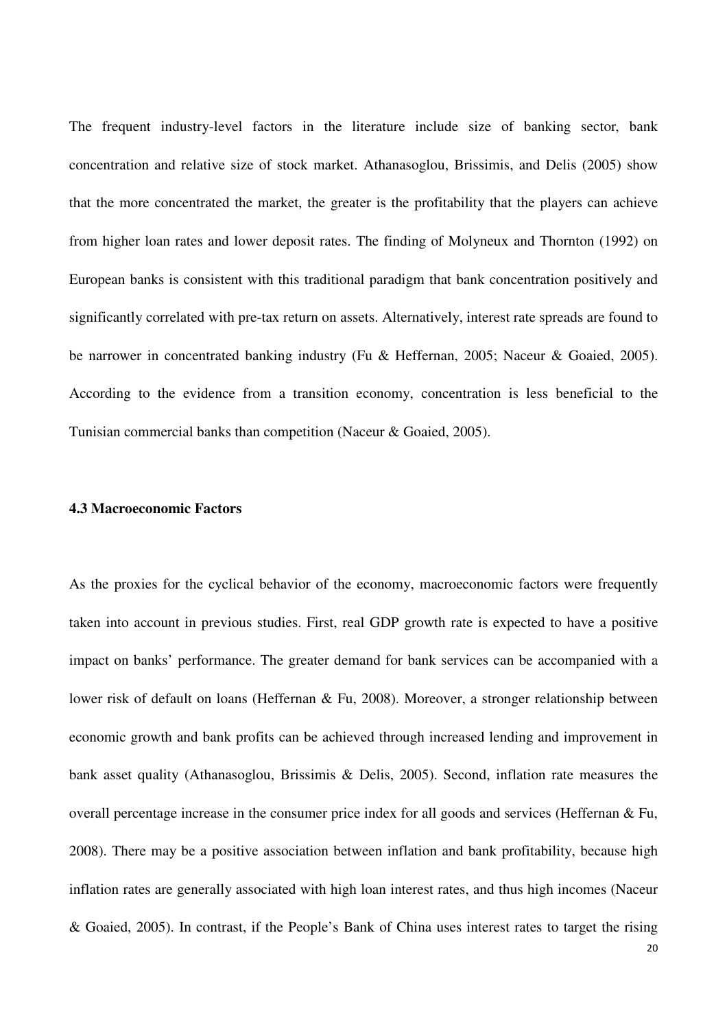The frequent industry-level factors in the literature include size of banking sector, bank concentration and relative size of stock market. Athanasoglou, Brissimis, and Delis (2005) show that the more concentrated the market, the greater is the profitability that the players can achieve from higher loan rates and lower deposit rates. The finding of Molyneux and Thornton (1992) on European banks is consistent with this traditional paradigm that bank concentration positively and significantly correlated with pre-tax return on assets. Alternatively, interest rate spreads are found to be narrower in concentrated banking industry (Fu & Heffernan, 2005; Naceur & Goaied, 2005). According to the evidence from a transition economy, concentration is less beneficial to the Tunisian commercial banks than competition (Naceur & Goaied, 2005).

### 4.3 Macroeconomic Factors

As the proxies for the cyclical behavior of the economy, macroeconomic factors were frequently taken into account in previous studies. First, real GDP growth rate is expected to have a positive impact on banks' performance. The greater demand for bank services can be accompanied with a lower risk of default on loans (Heffernan & Fu, 2008). Moreover, a stronger relationship between economic growth and bank profits can be achieved through increased lending and improvement in bank asset quality (Athanasoglou, Brissimis & Delis, 2005). Second, inflation rate measures the overall percentage increase in the consumer price index for all goods and services (Heffernan & Fu, 2008). There may be a positive association between inflation and bank profitability, because high inflation rates are generally associated with high loan interest rates, and thus high incomes (Naceur & Goaied, 2005). In contrast, if the People's Bank of China uses interest rates to target the rising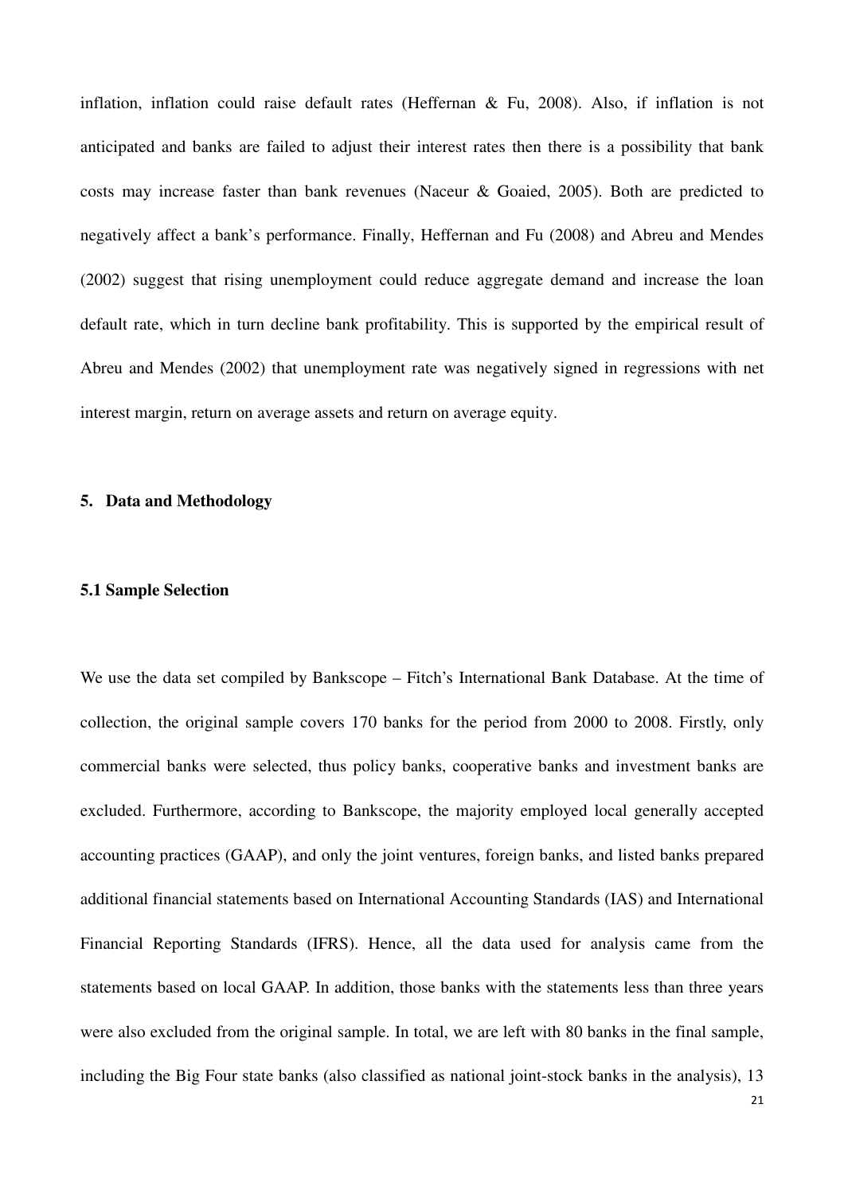inflation, inflation could raise default rates (Heffernan & Fu, 2008). Also, if inflation is not anticipated and banks are failed to adjust their interest rates then there is a possibility that bank costs may increase faster than bank revenues (Naceur & Goaied, 2005). Both are predicted to negatively affect a bank's performance. Finally, Heffernan and Fu (2008) and Abreu and Mendes (2002) suggest that rising unemployment could reduce aggregate demand and increase the loan default rate, which in turn decline bank profitability. This is supported by the empirical result of Abreu and Mendes (2002) that unemployment rate was negatively signed in regressions with net interest margin, return on average assets and return on average equity.

## 5. Data and Methodology

### 5.1 Sample Selection

We use the data set compiled by Bankscope – Fitch's International Bank Database. At the time of collection, the original sample covers 170 banks for the period from 2000 to 2008. Firstly, only commercial banks were selected, thus policy banks, cooperative banks and investment banks are excluded. Furthermore, according to Bankscope, the majority employed local generally accepted accounting practices (GAAP), and only the joint ventures, foreign banks, and listed banks prepared additional financial statements based on International Accounting Standards (IAS) and International Financial Reporting Standards (IFRS). Hence, all the data used for analysis came from the statements based on local GAAP. In addition, those banks with the statements less than three years were also excluded from the original sample. In total, we are left with 80 banks in the final sample, including the Big Four state banks (also classified as national joint-stock banks in the analysis), 13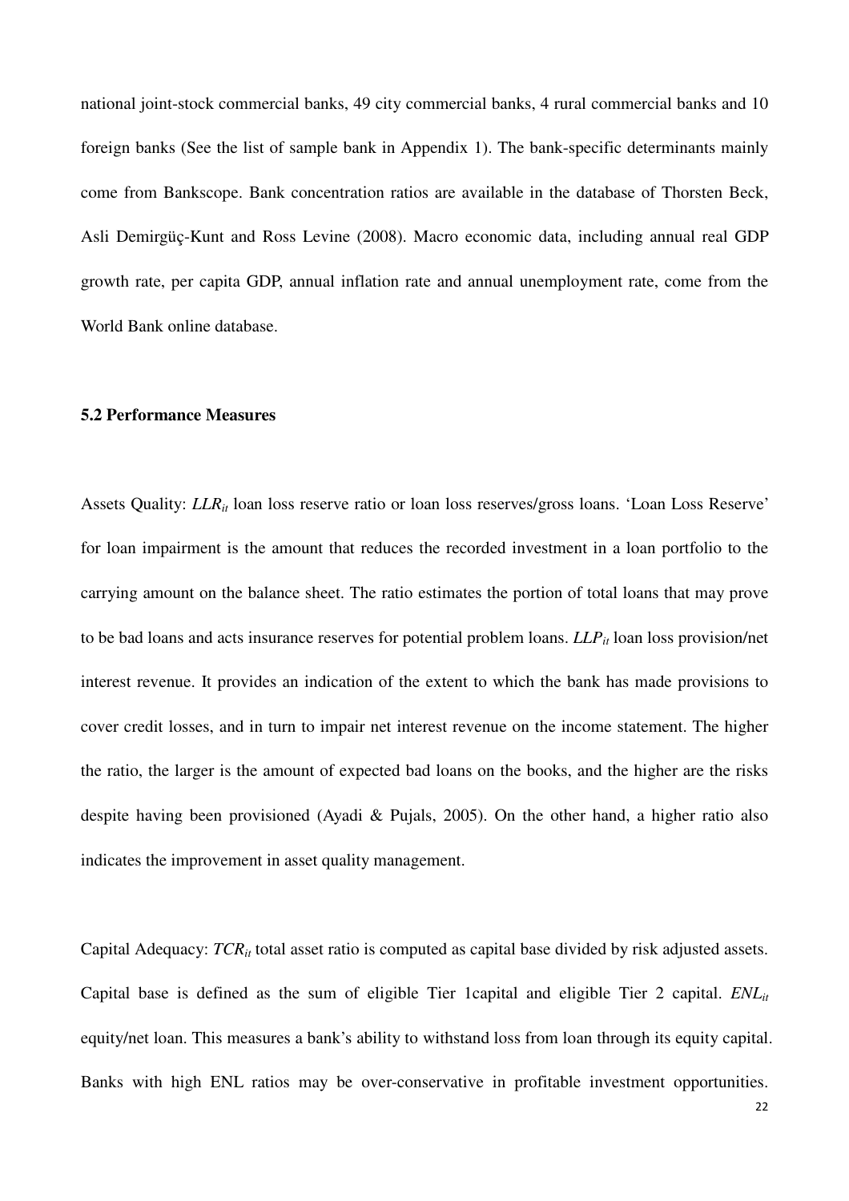national joint-stock commercial banks, 49 city commercial banks, 4 rural commercial banks and 10 foreign banks (See the list of sample bank in Appendix 1). The bank-specific determinants mainly come from Bankscope. Bank concentration ratios are available in the database of Thorsten Beck, Asli Demirgüç-Kunt and Ross Levine (2008). Macro economic data, including annual real GDP growth rate, per capita GDP, annual inflation rate and annual unemployment rate, come from the World Bank online database.

### 5.2 Performance Measures

Assets Quality: $LLR_{it}$ loan loss reserve ratio or loan loss reserves/gross loans. 'Loan Loss Reserve' for loan impairment is the amount that reduces the recorded investment in a loan portfolio to the carrying amount on the balance sheet. The ratio estimates the portion of total loans that may prove to be bad loans and acts insurance reserves for potential problem loans. $LLP_{it}$ loan loss provision/net interest revenue. It provides an indication of the extent to which the bank has made provisions to cover credit losses, and in turn to impair net interest revenue on the income statement. The higher the ratio, the larger is the amount of expected bad loans on the books, and the higher are the risks despite having been provisioned (Ayadi & Pujals, 2005). On the other hand, a higher ratio also indicates the improvement in asset quality management.

Capital Adequacy: $TCR_{it}$ total asset ratio is computed as capital base divided by risk adjusted assets. Capital base is defined as the sum of eligible Tier 1capital and eligible Tier 2 capital. $ENL_{it}$ equity/net loan. This measures a bank's ability to withstand loss from loan through its equity capital. Banks with high ENL ratios may be over-conservative in profitable investment opportunities.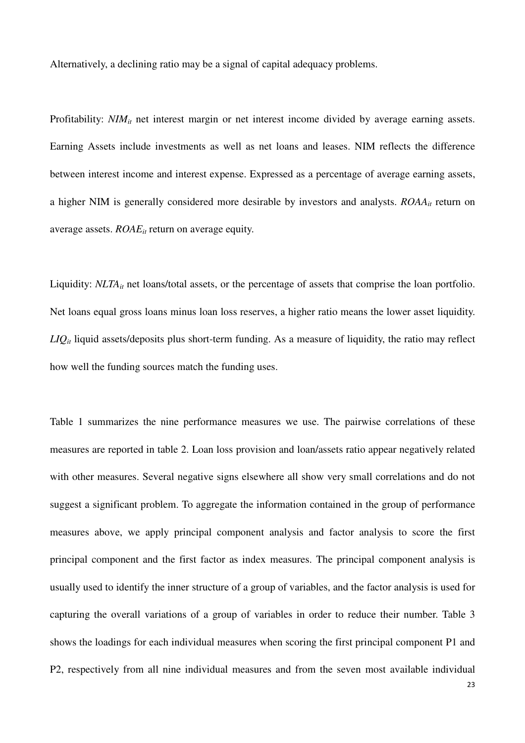Alternatively, a declining ratio may be a signal of capital adequacy problems.

Profitability: $NIM_{it}$ net interest margin or net interest income divided by average earning assets. Earning Assets include investments as well as net loans and leases. NIM reflects the difference between interest income and interest expense. Expressed as a percentage of average earning assets, a higher NIM is generally considered more desirable by investors and analysts. $ROAA_{it}$ return on average assets. $ROAE_{it}$ return on average equity.

Liquidity: $NLTA_{it}$ net loans/total assets, or the percentage of assets that comprise the loan portfolio. Net loans equal gross loans minus loan loss reserves, a higher ratio means the lower asset liquidity. $LIQ_{it}$ liquid assets/deposits plus short-term funding. As a measure of liquidity, the ratio may reflect how well the funding sources match the funding uses.

Table 1 summarizes the nine performance measures we use. The pairwise correlations of these measures are reported in table 2. Loan loss provision and loan/assets ratio appear negatively related with other measures. Several negative signs elsewhere all show very small correlations and do not suggest a significant problem. To aggregate the information contained in the group of performance measures above, we apply principal component analysis and factor analysis to score the first principal component and the first factor as index measures. The principal component analysis is usually used to identify the inner structure of a group of variables, and the factor analysis is used for capturing the overall variations of a group of variables in order to reduce their number. Table 3 shows the loadings for each individual measures when scoring the first principal component P1 and P2, respectively from all nine individual measures and from the seven most available individual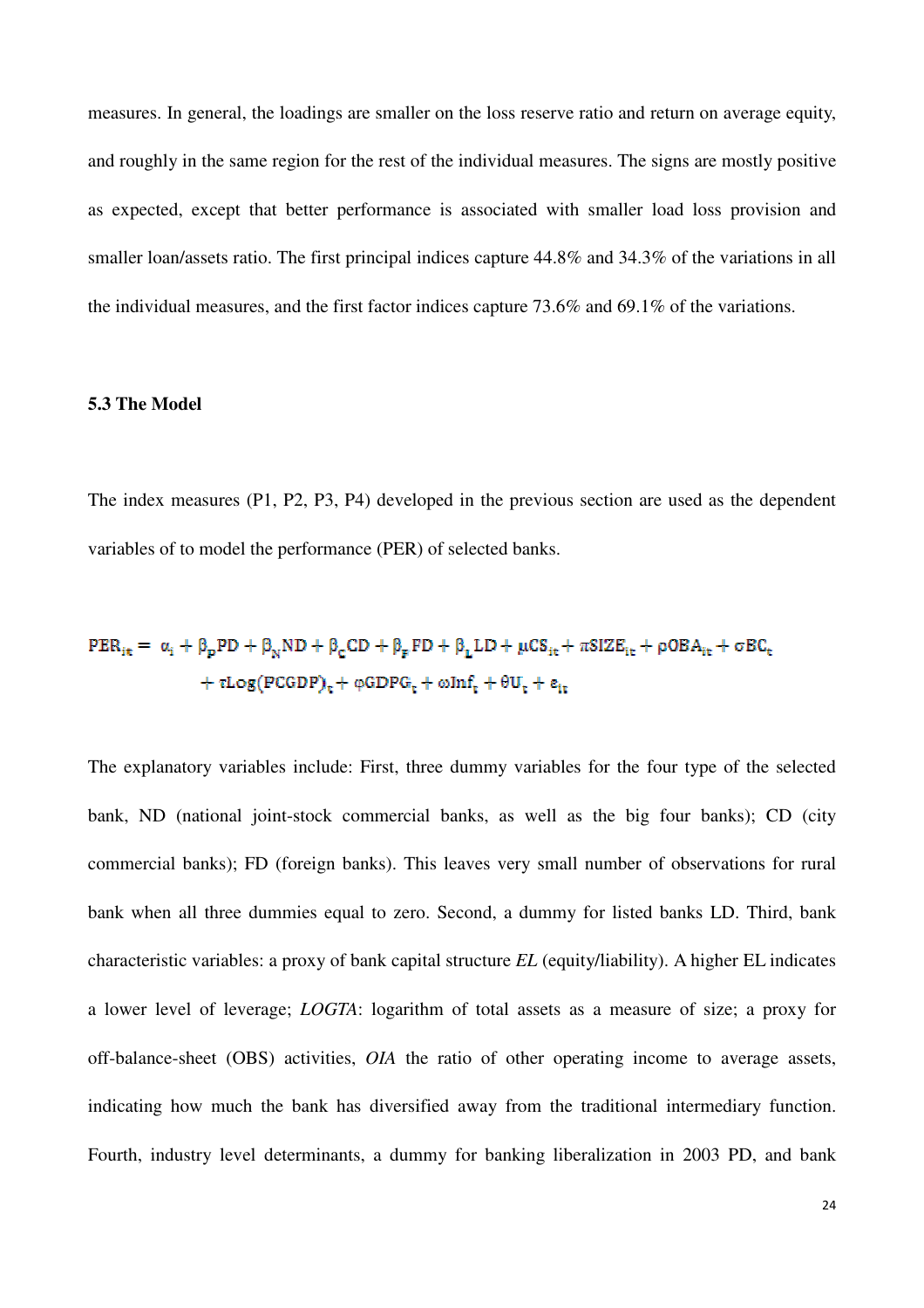measures. In general, the loadings are smaller on the loss reserve ratio and return on average equity, and roughly in the same region for the rest of the individual measures. The signs are mostly positive as expected, except that better performance is associated with smaller load loss provision and smaller loan/assets ratio. The first principal indices capture 44.8% and 34.3% of the variations in all the individual measures, and the first factor indices capture 73.6% and 69.1% of the variations.

### 5.3 The Model

The index measures (P1, P2, P3, P4) developed in the previous section are used as the dependent variables of to model the performance (PER) of selected banks.

$$
\begin{aligned}
PER_{it} = \ & \alpha_i + \beta_P PD + \beta_N ND + \beta_C CD + \beta_F FD + \beta_L LD + \mu CS_{it} + \pi SIZE_{it} + \rho OBA_{it} + \sigma BC_t \\
& + \tau Log(PCGDP)_t + \varphi GDPG_t + \omega Inf_t + \theta U_t + \varepsilon_{it}
\end{aligned}
$$

The explanatory variables include: First, three dummy variables for the four type of the selected bank, ND (national joint-stock commercial banks, as well as the big four banks); CD (city commercial banks); FD (foreign banks). This leaves very small number of observations for rural bank when all three dummies equal to zero. Second, a dummy for listed banks LD. Third, bank characteristic variables: a proxy of bank capital structure *EL* (equity/liability). A higher EL indicates a lower level of leverage; *LOGTA*: logarithm of total assets as a measure of size; a proxy for off-balance-sheet (OBS) activities, *OIA* the ratio of other operating income to average assets, indicating how much the bank has diversified away from the traditional intermediary function. Fourth, industry level determinants, a dummy for banking liberalization in 2003 PD, and bank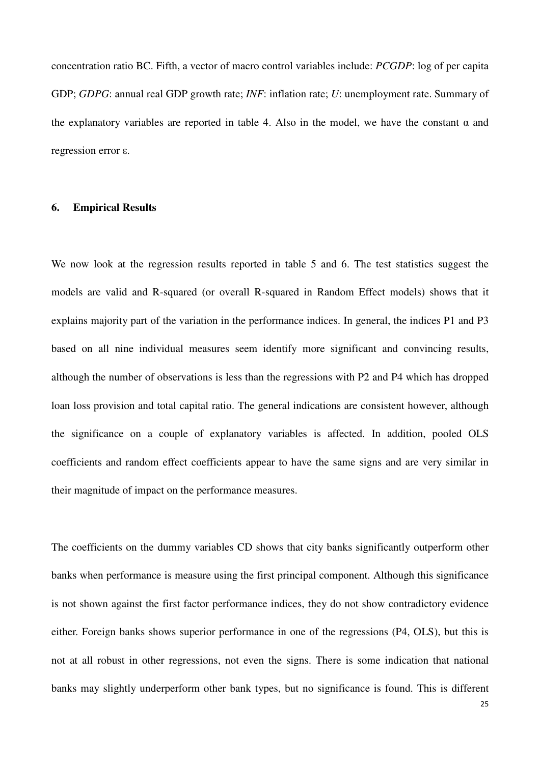concentration ratio BC. Fifth, a vector of macro control variables include: *PCGDP*: log of per capita GDP; *GDPG*: annual real GDP growth rate; *INF*: inflation rate; *U*: unemployment rate. Summary of the explanatory variables are reported in table 4. Also in the model, we have the constant $\alpha$ and regression error $\varepsilon$.

## 6. Empirical Results

We now look at the regression results reported in table 5 and 6. The test statistics suggest the models are valid and R-squared (or overall R-squared in Random Effect models) shows that it explains majority part of the variation in the performance indices. In general, the indices P1 and P3 based on all nine individual measures seem identify more significant and convincing results, although the number of observations is less than the regressions with P2 and P4 which has dropped loan loss provision and total capital ratio. The general indications are consistent however, although the significance on a couple of explanatory variables is affected. In addition, pooled OLS coefficients and random effect coefficients appear to have the same signs and are very similar in their magnitude of impact on the performance measures.

The coefficients on the dummy variables CD shows that city banks significantly outperform other banks when performance is measure using the first principal component. Although this significance is not shown against the first factor performance indices, they do not show contradictory evidence either. Foreign banks shows superior performance in one of the regressions (P4, OLS), but this is not at all robust in other regressions, not even the signs. There is some indication that national banks may slightly underperform other bank types, but no significance is found. This is different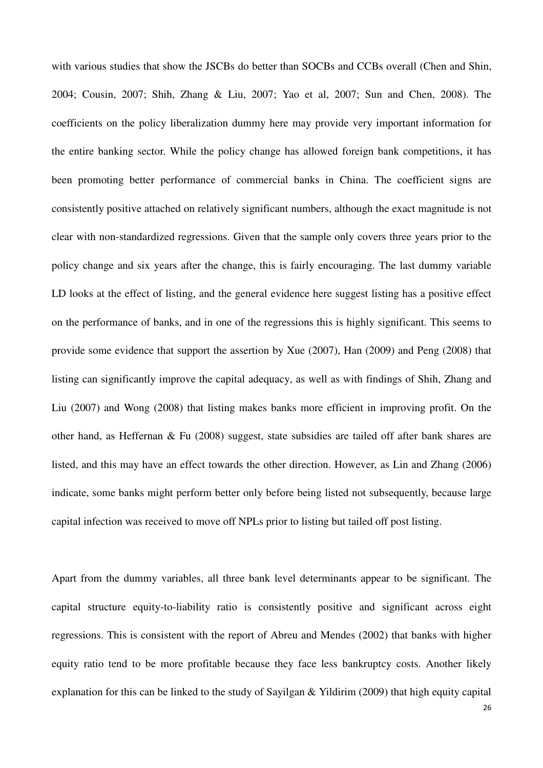with various studies that show the JSCBs do better than SOCBs and CCBs overall (Chen and Shin, 2004; Cousin, 2007; Shih, Zhang & Liu, 2007; Yao et al, 2007; Sun and Chen, 2008). The coefficients on the policy liberalization dummy here may provide very important information for the entire banking sector. While the policy change has allowed foreign bank competitions, it has been promoting better performance of commercial banks in China. The coefficient signs are consistently positive attached on relatively significant numbers, although the exact magnitude is not clear with non-standardized regressions. Given that the sample only covers three years prior to the policy change and six years after the change, this is fairly encouraging. The last dummy variable LD looks at the effect of listing, and the general evidence here suggest listing has a positive effect on the performance of banks, and in one of the regressions this is highly significant. This seems to provide some evidence that support the assertion by Xue (2007), Han (2009) and Peng (2008) that listing can significantly improve the capital adequacy, as well as with findings of Shih, Zhang and Liu (2007) and Wong (2008) that listing makes banks more efficient in improving profit. On the other hand, as Heffernan & Fu (2008) suggest, state subsidies are tailed off after bank shares are listed, and this may have an effect towards the other direction. However, as Lin and Zhang (2006) indicate, some banks might perform better only before being listed not subsequently, because large capital infection was received to move off NPLs prior to listing but tailed off post listing.

Apart from the dummy variables, all three bank level determinants appear to be significant. The capital structure equity-to-liability ratio is consistently positive and significant across eight regressions. This is consistent with the report of Abreu and Mendes (2002) that banks with higher equity ratio tend to be more profitable because they face less bankruptcy costs. Another likely explanation for this can be linked to the study of Sayilgan & Yildirim (2009) that high equity capital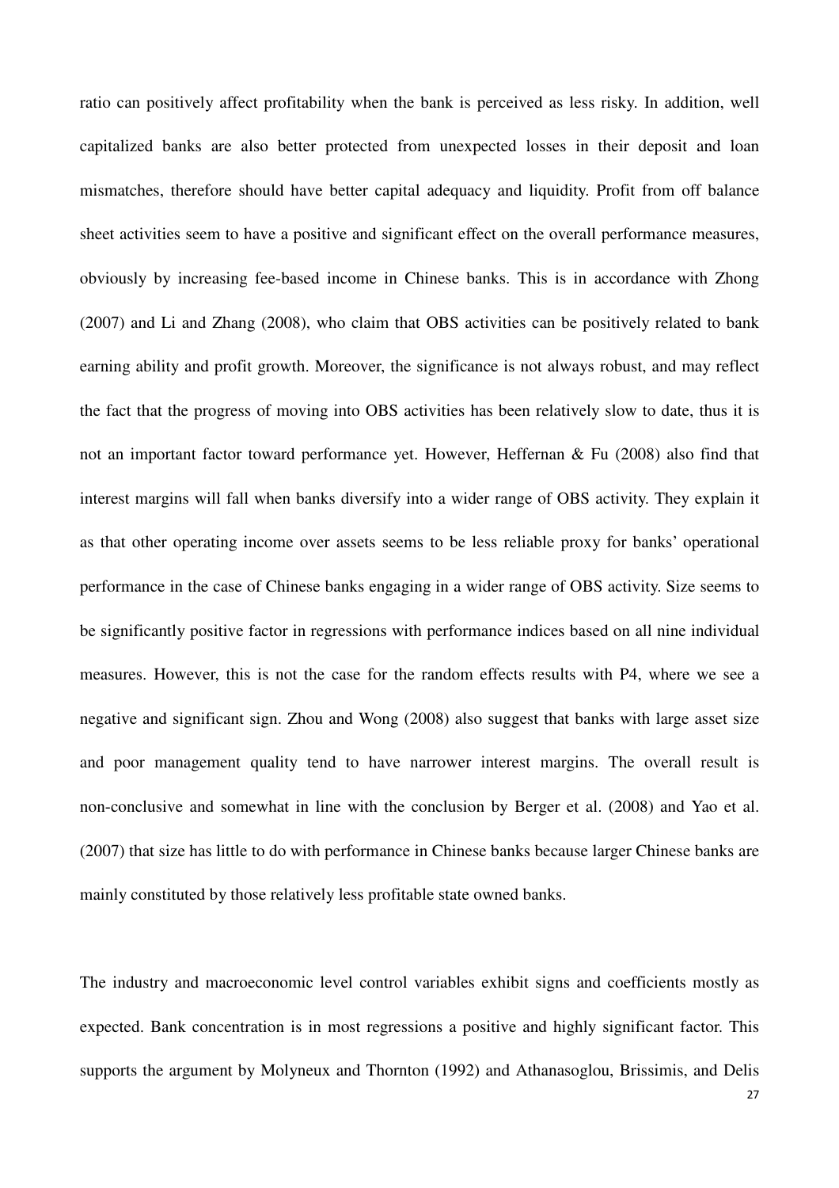ratio can positively affect profitability when the bank is perceived as less risky. In addition, well capitalized banks are also better protected from unexpected losses in their deposit and loan mismatches, therefore should have better capital adequacy and liquidity. Profit from off balance sheet activities seem to have a positive and significant effect on the overall performance measures, obviously by increasing fee-based income in Chinese banks. This is in accordance with Zhong (2007) and Li and Zhang (2008), who claim that OBS activities can be positively related to bank earning ability and profit growth. Moreover, the significance is not always robust, and may reflect the fact that the progress of moving into OBS activities has been relatively slow to date, thus it is not an important factor toward performance yet. However, Heffernan & Fu (2008) also find that interest margins will fall when banks diversify into a wider range of OBS activity. They explain it as that other operating income over assets seems to be less reliable proxy for banks' operational performance in the case of Chinese banks engaging in a wider range of OBS activity. Size seems to be significantly positive factor in regressions with performance indices based on all nine individual measures. However, this is not the case for the random effects results with P4, where we see a negative and significant sign. Zhou and Wong (2008) also suggest that banks with large asset size and poor management quality tend to have narrower interest margins. The overall result is non-conclusive and somewhat in line with the conclusion by Berger et al. (2008) and Yao et al. (2007) that size has little to do with performance in Chinese banks because larger Chinese banks are mainly constituted by those relatively less profitable state owned banks.

The industry and macroeconomic level control variables exhibit signs and coefficients mostly as expected. Bank concentration is in most regressions a positive and highly significant factor. This supports the argument by Molyneux and Thornton (1992) and Athanasoglou, Brissimis, and Delis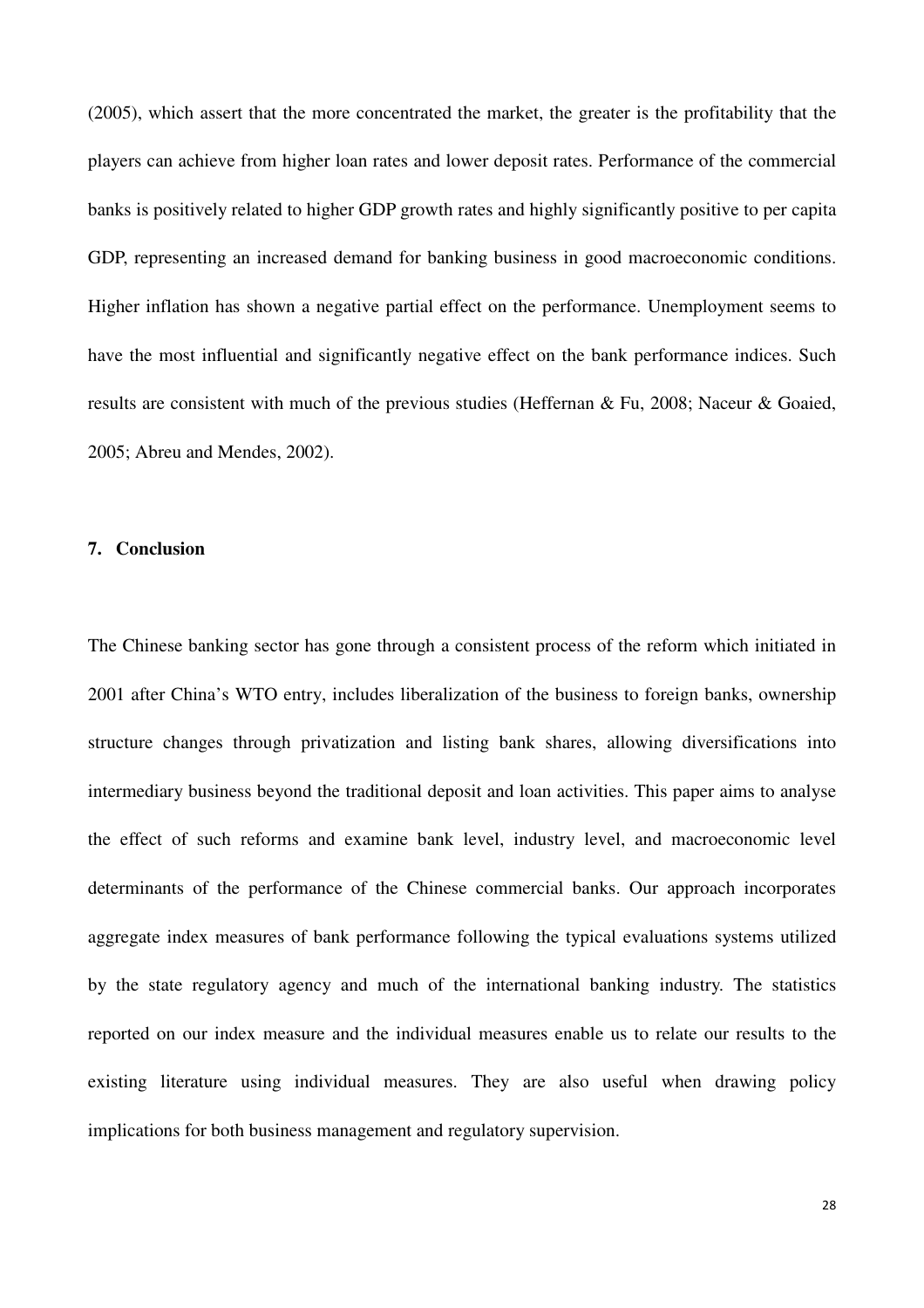(2005), which assert that the more concentrated the market, the greater is the profitability that the players can achieve from higher loan rates and lower deposit rates. Performance of the commercial banks is positively related to higher GDP growth rates and highly significantly positive to per capita GDP, representing an increased demand for banking business in good macroeconomic conditions. Higher inflation has shown a negative partial effect on the performance. Unemployment seems to have the most influential and significantly negative effect on the bank performance indices. Such results are consistent with much of the previous studies (Heffernan & Fu, 2008; Naceur & Goaied, 2005; Abreu and Mendes, 2002).

## 7. Conclusion

The Chinese banking sector has gone through a consistent process of the reform which initiated in 2001 after China's WTO entry, includes liberalization of the business to foreign banks, ownership structure changes through privatization and listing bank shares, allowing diversifications into intermediary business beyond the traditional deposit and loan activities. This paper aims to analyse the effect of such reforms and examine bank level, industry level, and macroeconomic level determinants of the performance of the Chinese commercial banks. Our approach incorporates aggregate index measures of bank performance following the typical evaluations systems utilized by the state regulatory agency and much of the international banking industry. The statistics reported on our index measure and the individual measures enable us to relate our results to the existing literature using individual measures. They are also useful when drawing policy implications for both business management and regulatory supervision.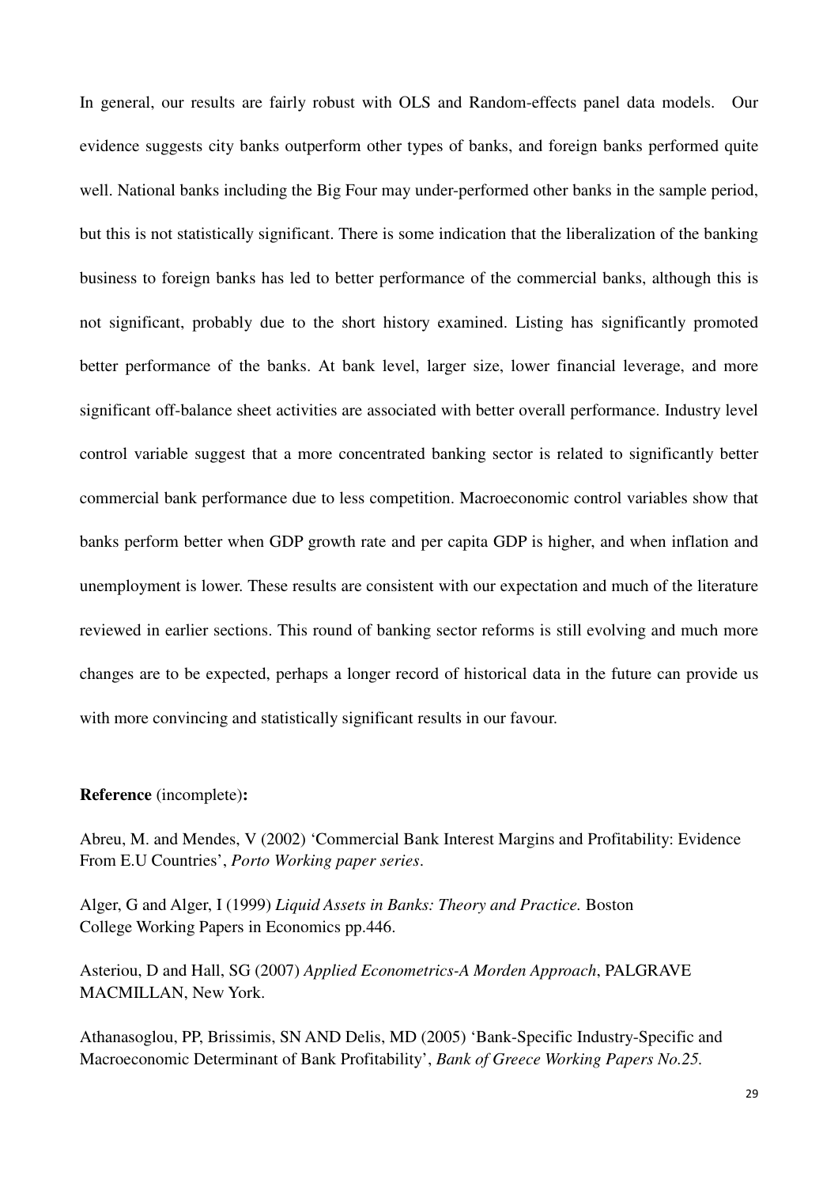In general, our results are fairly robust with OLS and Random-effects panel data models. Our evidence suggests city banks outperform other types of banks, and foreign banks performed quite well. National banks including the Big Four may under-performed other banks in the sample period, but this is not statistically significant. There is some indication that the liberalization of the banking business to foreign banks has led to better performance of the commercial banks, although this is not significant, probably due to the short history examined. Listing has significantly promoted better performance of the banks. At bank level, larger size, lower financial leverage, and more significant off-balance sheet activities are associated with better overall performance. Industry level control variable suggest that a more concentrated banking sector is related to significantly better commercial bank performance due to less competition. Macroeconomic control variables show that banks perform better when GDP growth rate and per capita GDP is higher, and when inflation and unemployment is lower. These results are consistent with our expectation and much of the literature reviewed in earlier sections. This round of banking sector reforms is still evolving and much more changes are to be expected, perhaps a longer record of historical data in the future can provide us with more convincing and statistically significant results in our favour.

**Reference** (incomplete)**:**

Abreu, M. and Mendes, V (2002) 'Commercial Bank Interest Margins and Profitability: Evidence From E.U Countries', *Porto Working paper series*.

Alger, G and Alger, I (1999) *Liquid Assets in Banks: Theory and Practice.* Boston College Working Papers in Economics pp.446.

Asteriou, D and Hall, SG (2007) *Applied Econometrics-A Morden Approach*, PALGRAVE MACMILLAN, New York.

Athanasoglou, PP, Brissimis, SN AND Delis, MD (2005) 'Bank-Specific Industry-Specific and Macroeconomic Determinant of Bank Profitability', *Bank of Greece Working Papers No.25.*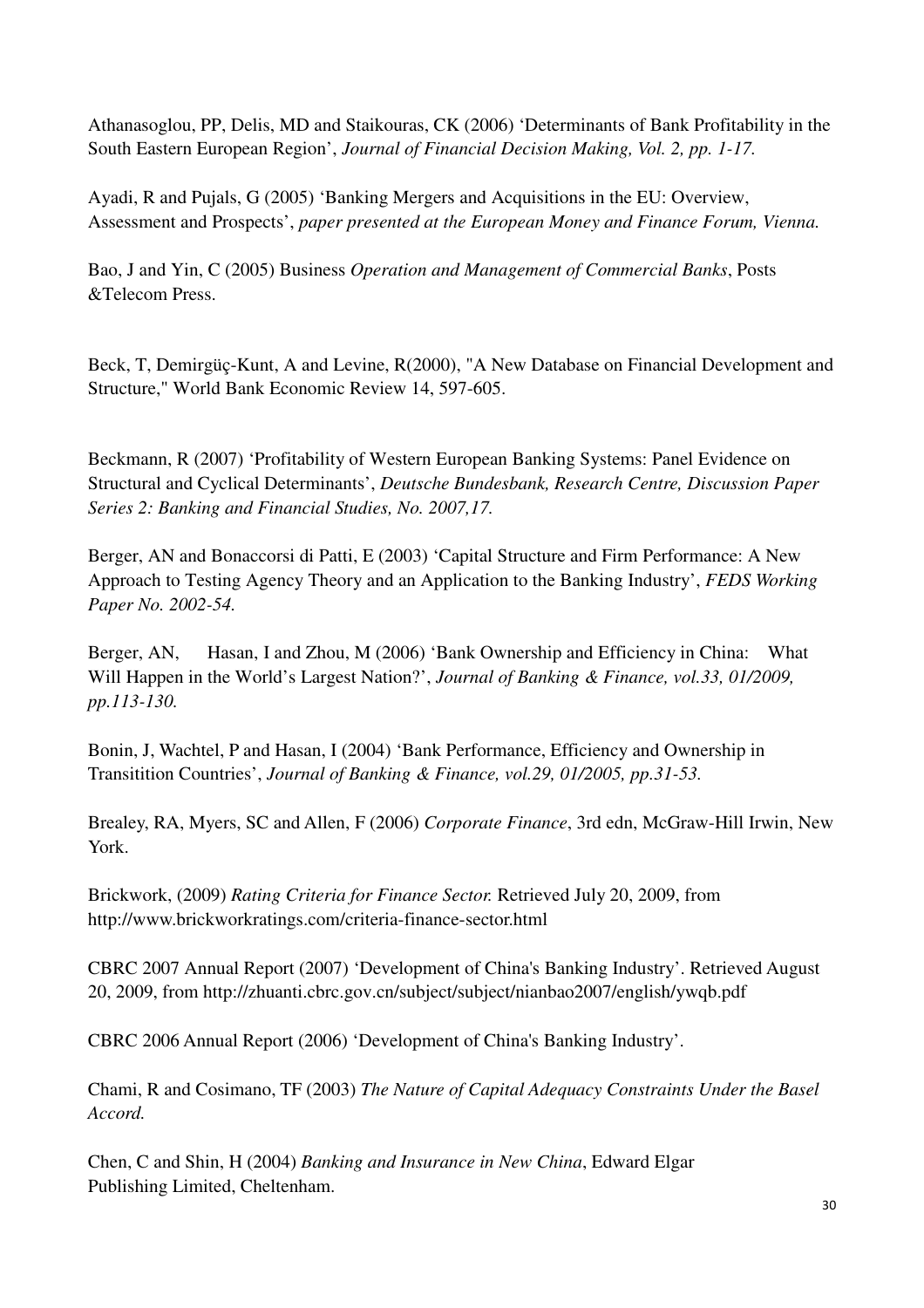Athanasoglou, PP, Delis, MD and Staikouras, CK (2006) 'Determinants of Bank Profitability in the South Eastern European Region', *Journal of Financial Decision Making, Vol. 2, pp. 1-17.*

Ayadi, R and Pujals, G (2005) 'Banking Mergers and Acquisitions in the EU: Overview, Assessment and Prospects', *paper presented at the European Money and Finance Forum, Vienna.*

Bao, J and Yin, C (2005) Business *Operation and Management of Commercial Banks*, Posts &Telecom Press.

Beck, T, Demirgüç-Kunt, A and Levine, R(2000), "A New Database on Financial Development and Structure," World Bank Economic Review 14, 597-605.

Beckmann, R (2007) 'Profitability of Western European Banking Systems: Panel Evidence on Structural and Cyclical Determinants', *Deutsche Bundesbank, Research Centre, Discussion Paper Series 2: Banking and Financial Studies, No. 2007,17.*

Berger, AN and Bonaccorsi di Patti, E (2003) 'Capital Structure and Firm Performance: A New Approach to Testing Agency Theory and an Application to the Banking Industry', *FEDS Working Paper No. 2002-54.*

Berger, AN, Hasan, I and Zhou, M (2006) 'Bank Ownership and Efficiency in China: What Will Happen in the World's Largest Nation?', *Journal of Banking & Finance, vol.33, 01/2009, pp.113-130.*

Bonin, J, Wachtel, P and Hasan, I (2004) 'Bank Performance, Efficiency and Ownership in Transitition Countries', *Journal of Banking & Finance, vol.29, 01/2005, pp.31-53.*

Brealey, RA, Myers, SC and Allen, F (2006) *Corporate Finance*, 3rd edn, McGraw-Hill Irwin, New York.

Brickwork, (2009) *Rating Criteria for Finance Sector.* Retrieved July 20, 2009, from http://www.brickworkratings.com/criteria-finance-sector.html

CBRC 2007 Annual Report (2007) 'Development of China's Banking Industry'. Retrieved August 20, 2009, from http://zhuanti.cbrc.gov.cn/subject/subject/nianbao2007/english/ywqb.pdf

CBRC 2006 Annual Report (2006) 'Development of China's Banking Industry'.

Chami, R and Cosimano, TF (2003) *The Nature of Capital Adequacy Constraints Under the Basel Accord.*

Chen, C and Shin, H (2004) *Banking and Insurance in New China*, Edward Elgar Publishing Limited, Cheltenham.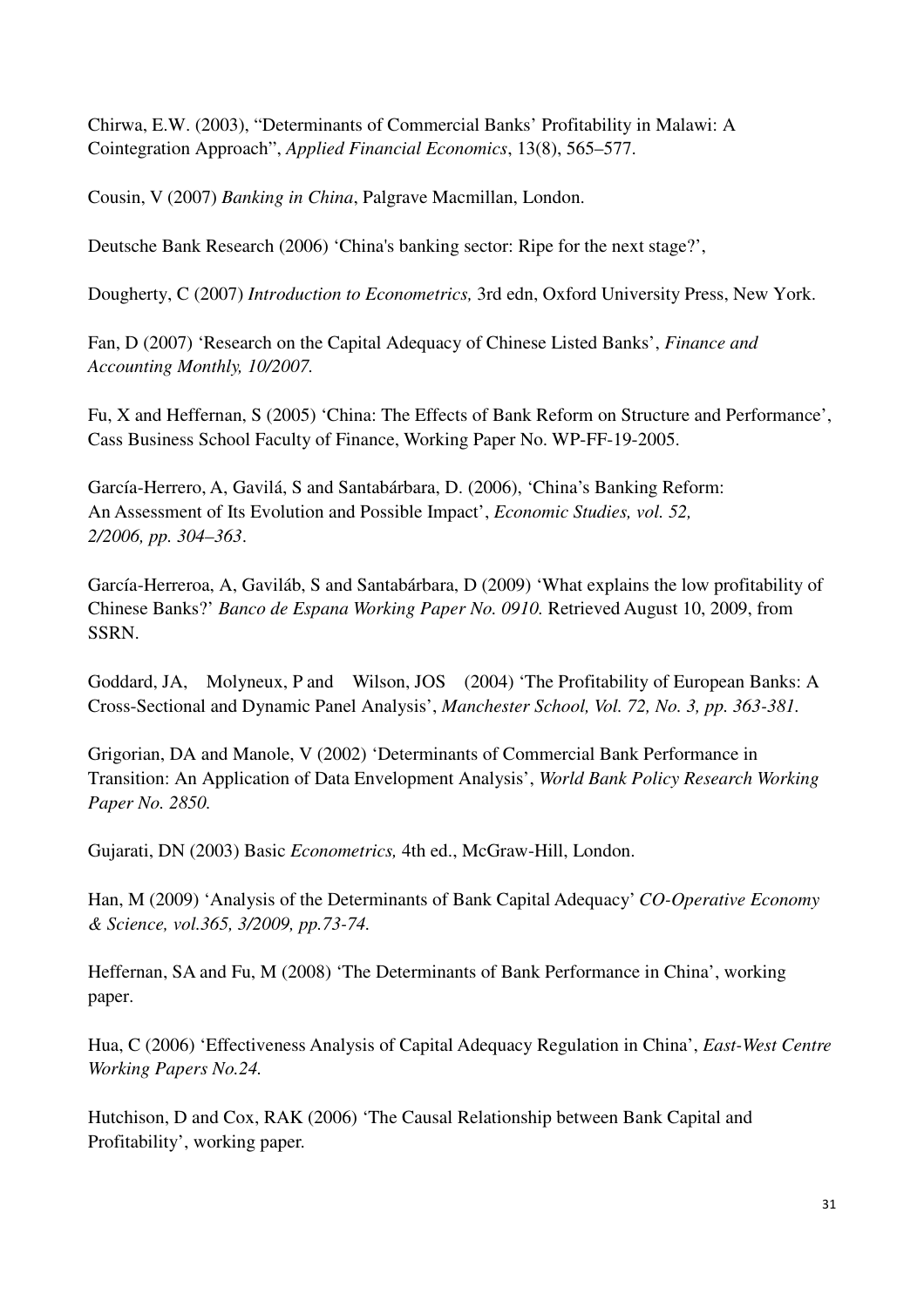Chirwa, E.W. (2003), "Determinants of Commercial Banks' Profitability in Malawi: A Cointegration Approach", *Applied Financial Economics*, 13(8), 565–577.

Cousin, V (2007) *Banking in China*, Palgrave Macmillan, London.

Deutsche Bank Research (2006) 'China's banking sector: Ripe for the next stage?',

Dougherty, C (2007) *Introduction to Econometrics,* 3rd edn, Oxford University Press, New York.

Fan, D (2007) 'Research on the Capital Adequacy of Chinese Listed Banks', *Finance and Accounting Monthly, 10/2007.*

Fu, X and Heffernan, S (2005) 'China: The Effects of Bank Reform on Structure and Performance', Cass Business School Faculty of Finance, Working Paper No. WP-FF-19-2005.

García-Herrero, A, Gavilá, S and Santabárbara, D. (2006), 'China's Banking Reform: An Assessment of Its Evolution and Possible Impact', *Economic Studies, vol. 52, 2/2006, pp. 304–363*.

García-Herreroa, A, Gaviláb, S and Santabárbara, D (2009) 'What explains the low profitability of Chinese Banks?' *Banco de Espana Working Paper No. 0910.* Retrieved August 10, 2009, from SSRN.

Goddard, JA, Molyneux, P and Wilson, JOS (2004) 'The Profitability of European Banks: A Cross-Sectional and Dynamic Panel Analysis', *Manchester School, Vol. 72, No. 3, pp. 363-381.*

Grigorian, DA and Manole, V (2002) 'Determinants of Commercial Bank Performance in Transition: An Application of Data Envelopment Analysis', *World Bank Policy Research Working Paper No. 2850.*

Gujarati, DN (2003) Basic *Econometrics,* 4th ed., McGraw-Hill, London.

Han, M (2009) 'Analysis of the Determinants of Bank Capital Adequacy' *CO-Operative Economy & Science, vol.365, 3/2009, pp.73-74.*

Heffernan, SA and Fu, M (2008) 'The Determinants of Bank Performance in China', working paper.

Hua, C (2006) 'Effectiveness Analysis of Capital Adequacy Regulation in China', *East-West Centre Working Papers No.24.*

Hutchison, D and Cox, RAK (2006) 'The Causal Relationship between Bank Capital and Profitability', working paper.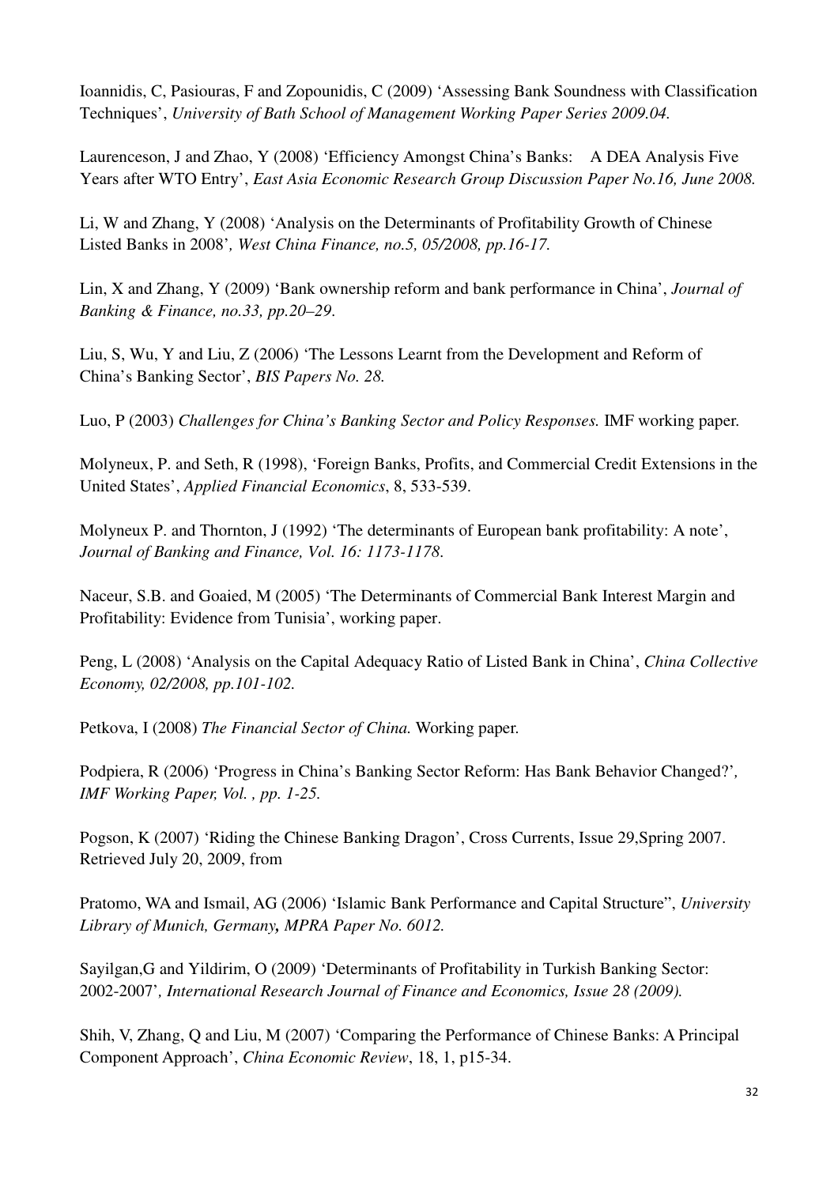Ioannidis, C, Pasiouras, F and Zopounidis, C (2009) 'Assessing Bank Soundness with Classification Techniques', *University of Bath School of Management Working Paper Series 2009.04.*

Laurenceson, J and Zhao, Y (2008) 'Efficiency Amongst China's Banks: A DEA Analysis Five Years after WTO Entry', *East Asia Economic Research Group Discussion Paper No.16, June 2008.*

Li, W and Zhang, Y (2008) 'Analysis on the Determinants of Profitability Growth of Chinese Listed Banks in 2008'*, West China Finance, no.5, 05/2008, pp.16-17.*

Lin, X and Zhang, Y (2009) 'Bank ownership reform and bank performance in China', *Journal of Banking & Finance, no.33, pp.20–29*.

Liu, S, Wu, Y and Liu, Z (2006) 'The Lessons Learnt from the Development and Reform of China's Banking Sector', *BIS Papers No. 28.*

Luo, P (2003) *Challenges for China's Banking Sector and Policy Responses.* IMF working paper.

Molyneux, P. and Seth, R (1998), 'Foreign Banks, Profits, and Commercial Credit Extensions in the United States', *Applied Financial Economics*, 8, 533-539.

Molyneux P. and Thornton, J (1992) 'The determinants of European bank profitability: A note', *Journal of Banking and Finance, Vol. 16: 1173-1178.*

Naceur, S.B. and Goaied, M (2005) 'The Determinants of Commercial Bank Interest Margin and Profitability: Evidence from Tunisia', working paper.

Peng, L (2008) 'Analysis on the Capital Adequacy Ratio of Listed Bank in China', *China Collective Economy, 02/2008, pp.101-102.*

Petkova, I (2008) *The Financial Sector of China.* Working paper.

Podpiera, R (2006) 'Progress in China's Banking Sector Reform: Has Bank Behavior Changed?'*, IMF Working Paper, Vol. , pp. 1-25.*

Pogson, K (2007) 'Riding the Chinese Banking Dragon', Cross Currents, Issue 29,Spring 2007. Retrieved July 20, 2009, from

Pratomo, WA and Ismail, AG (2006) 'Islamic Bank Performance and Capital Structure'', *University Library of Munich, Germany***,** *MPRA Paper No. 6012.*

Sayilgan,G and Yildirim, O (2009) 'Determinants of Profitability in Turkish Banking Sector: 2002-2007'*, International Research Journal of Finance and Economics, Issue 28 (2009).*

Shih, V, Zhang, Q and Liu, M (2007) 'Comparing the Performance of Chinese Banks: A Principal Component Approach', *China Economic Review*, 18, 1, p15-34.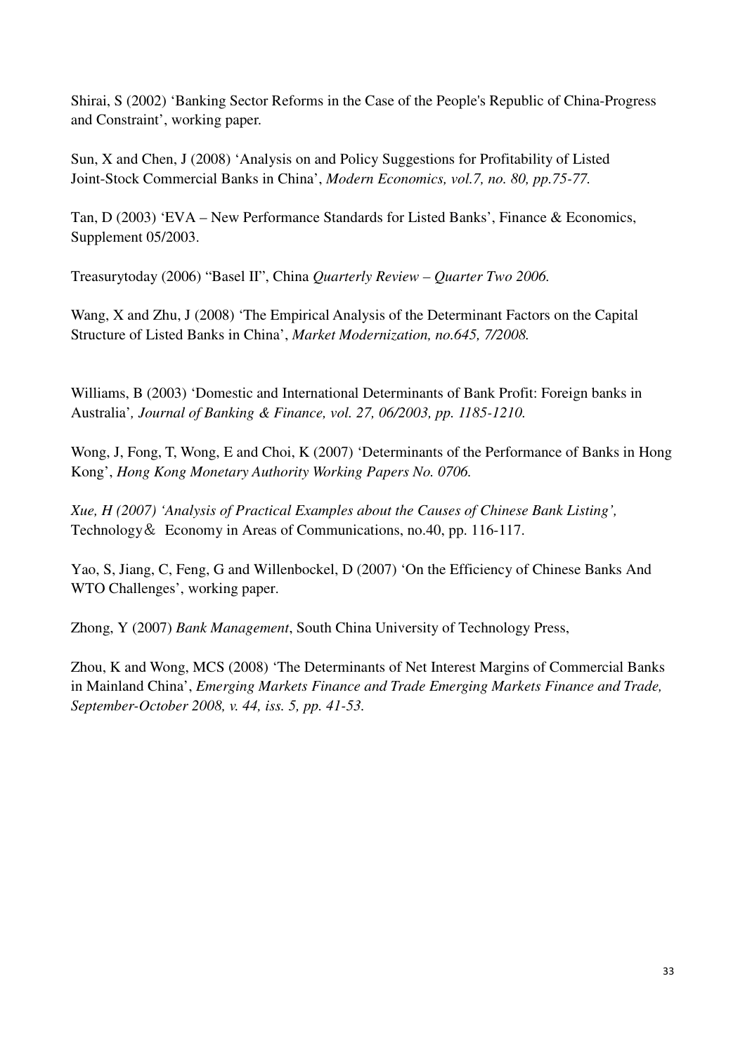Shirai, S (2002) 'Banking Sector Reforms in the Case of the People's Republic of China-Progress and Constraint', working paper.

Sun, X and Chen, J (2008) 'Analysis on and Policy Suggestions for Profitability of Listed Joint-Stock Commercial Banks in China', *Modern Economics, vol.7, no. 80, pp.75-77.*

Tan, D (2003) 'EVA – New Performance Standards for Listed Banks', Finance & Economics, Supplement 05/2003.

Treasurytoday (2006) "Basel II", China *Quarterly Review – Quarter Two 2006.*

Wang, X and Zhu, J (2008) 'The Empirical Analysis of the Determinant Factors on the Capital Structure of Listed Banks in China', *Market Modernization, no.645, 7/2008.*

Williams, B (2003) 'Domestic and International Determinants of Bank Profit: Foreign banks in Australia'*, Journal of Banking & Finance, vol. 27, 06/2003, pp. 1185-1210.*

Wong, J, Fong, T, Wong, E and Choi, K (2007) 'Determinants of the Performance of Banks in Hong Kong', *Hong Kong Monetary Authority Working Papers No. 0706.*

*Xue, H (2007) 'Analysis of Practical Examples about the Causes of Chinese Bank Listing',* Technology＆ Economy in Areas of Communications, no.40, pp. 116-117.

Yao, S, Jiang, C, Feng, G and Willenbockel, D (2007) 'On the Efficiency of Chinese Banks And WTO Challenges', working paper.

Zhong, Y (2007) *Bank Management*, South China University of Technology Press,

Zhou, K and Wong, MCS (2008) 'The Determinants of Net Interest Margins of Commercial Banks in Mainland China', *Emerging Markets Finance and Trade Emerging Markets Finance and Trade, September-October 2008, v. 44, iss. 5, pp. 41-53.*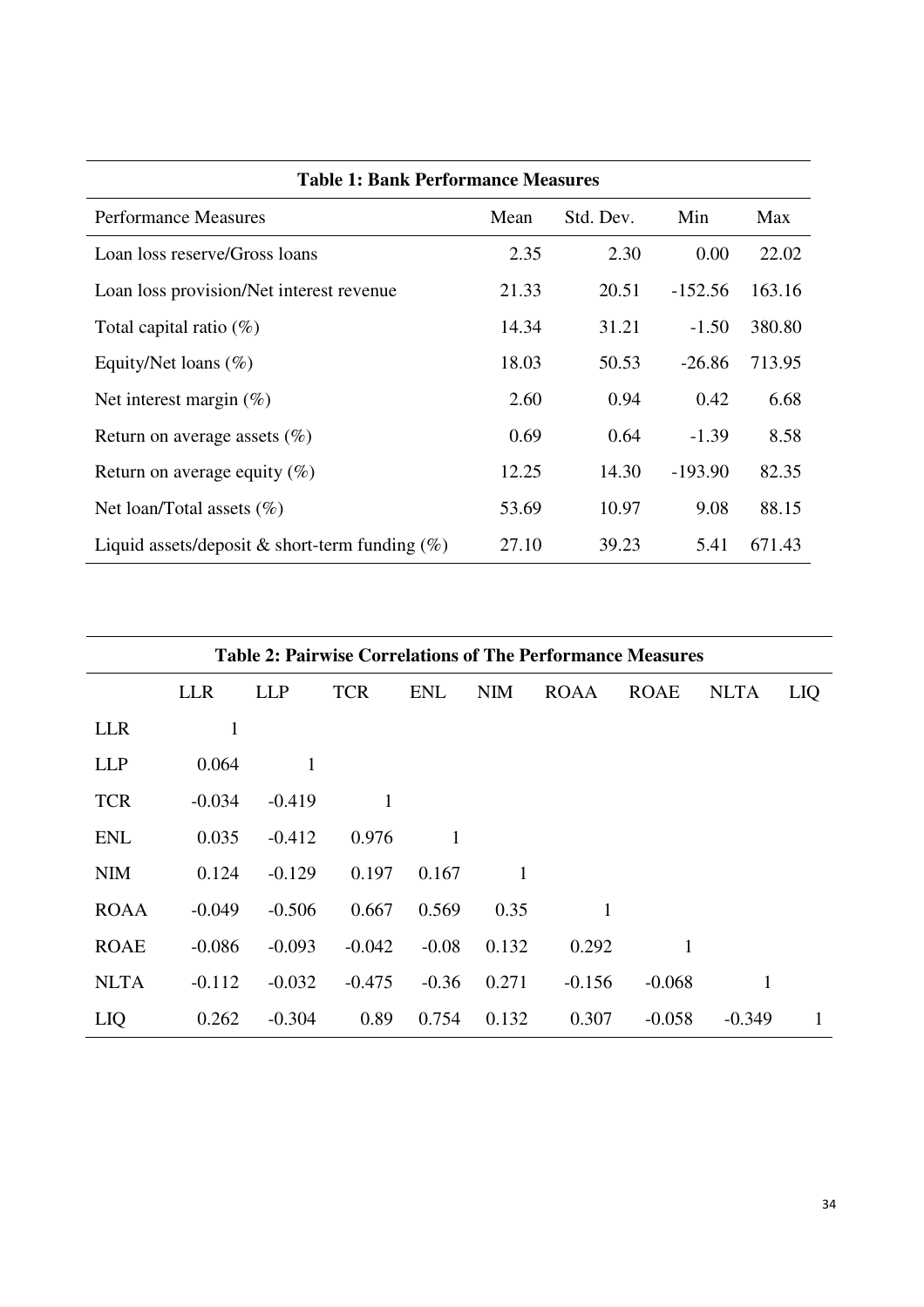**Table 1: Bank Performance Measures**

| Performance Measures | Mean | Std. Dev. | Min | Max |
|---|---|---|---|---|
| Loan loss reserve/Gross loans | 2.35 | 2.30 | 0.00 | 22.02 |
| Loan loss provision/Net interest revenue | 21.33 | 20.51 | -152.56 | 163.16 |
| Total capital ratio (%) | 14.34 | 31.21 | -1.50 | 380.80 |
| Equity/Net loans (%) | 18.03 | 50.53 | -26.86 | 713.95 |
| Net interest margin (%) | 2.60 | 0.94 | 0.42 | 6.68 |
| Return on average assets (%) | 0.69 | 0.64 | -1.39 | 8.58 |
| Return on average equity (%) | 12.25 | 14.30 | -193.90 | 82.35 |
| Net loan/Total assets (%) | 53.69 | 10.97 | 9.08 | 88.15 |
| Liquid assets/deposit & short-term funding (%) | 27.10 | 39.23 | 5.41 | 671.43 |

**Table 2: Pairwise Correlations of The Performance Measures**

| | LLR | LLP | TCR | ENL | NIM | ROAA | ROAE | NLTA | LIQ |
|---|---|---|---|---|---|---|---|---|---|
| LLR | 1 | | | | | | | | |
| LLP | 0.064 | 1 | | | | | | | |
| TCR | -0.034 | -0.419 | 1 | | | | | | |
| ENL | 0.035 | -0.412 | 0.976 | 1 | | | | | |
| NIM | 0.124 | -0.129 | 0.197 | 0.167 | 1 | | | | |
| ROAA | -0.049 | -0.506 | 0.667 | 0.569 | 0.35 | 1 | | | |
| ROAE | -0.086 | -0.093 | -0.042 | -0.08 | 0.132 | 0.292 | 1 | | |
| NLTA | -0.112 | -0.032 | -0.475 | -0.36 | 0.271 | -0.156 | -0.068 | 1 | |
| LIQ | 0.262 | -0.304 | 0.89 | 0.754 | 0.132 | 0.307 | -0.058 | -0.349 | 1 |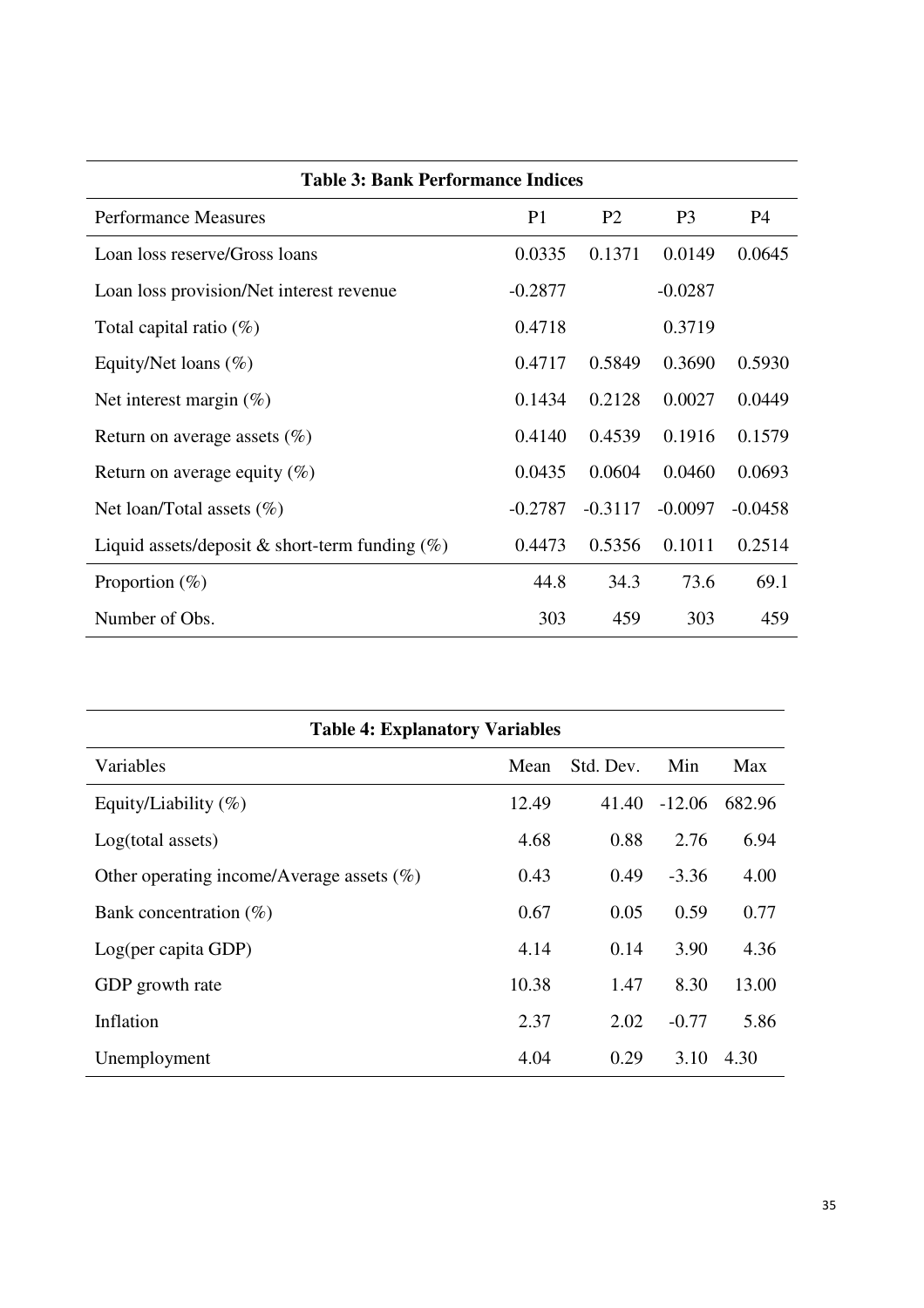**Table 3: Bank Performance Indices**

| Performance Measures | P1 | P2 | P3 | P4 |
|---|---|---|---|---|
| Loan loss reserve/Gross loans | 0.0335 | 0.1371 | 0.0149 | 0.0645 |
| Loan loss provision/Net interest revenue | -0.2877 | | -0.0287 | |
| Total capital ratio (%) | 0.4718 | | 0.3719 | |
| Equity/Net loans (%) | 0.4717 | 0.5849 | 0.3690 | 0.5930 |
| Net interest margin (%) | 0.1434 | 0.2128 | 0.0027 | 0.0449 |
| Return on average assets (%) | 0.4140 | 0.4539 | 0.1916 | 0.1579 |
| Return on average equity (%) | 0.0435 | 0.0604 | 0.0460 | 0.0693 |
| Net loan/Total assets (%) | -0.2787 | -0.3117 | -0.0097 | -0.0458 |
| Liquid assets/deposit & short-term funding (%) | 0.4473 | 0.5356 | 0.1011 | 0.2514 |
| Proportion (%) | 44.8 | 34.3 | 73.6 | 69.1 |
| Number of Obs. | 303 | 459 | 303 | 459 |

**Table 4: Explanatory Variables**

| Variables | Mean | Std. Dev. | Min | Max |
|---|---|---|---|---|
| Equity/Liability (%) | 12.49 | 41.40 | -12.06 | 682.96 |
| Log(total assets) | 4.68 | 0.88 | 2.76 | 6.94 |
| Other operating income/Average assets (%) | 0.43 | 0.49 | -3.36 | 4.00 |
| Bank concentration (%) | 0.67 | 0.05 | 0.59 | 0.77 |
| Log(per capita GDP) | 4.14 | 0.14 | 3.90 | 4.36 |
| GDP growth rate | 10.38 | 1.47 | 8.30 | 13.00 |
| Inflation | 2.37 | 2.02 | -0.77 | 5.86 |
| Unemployment | 4.04 | 0.29 | 3.10 | 4.30 |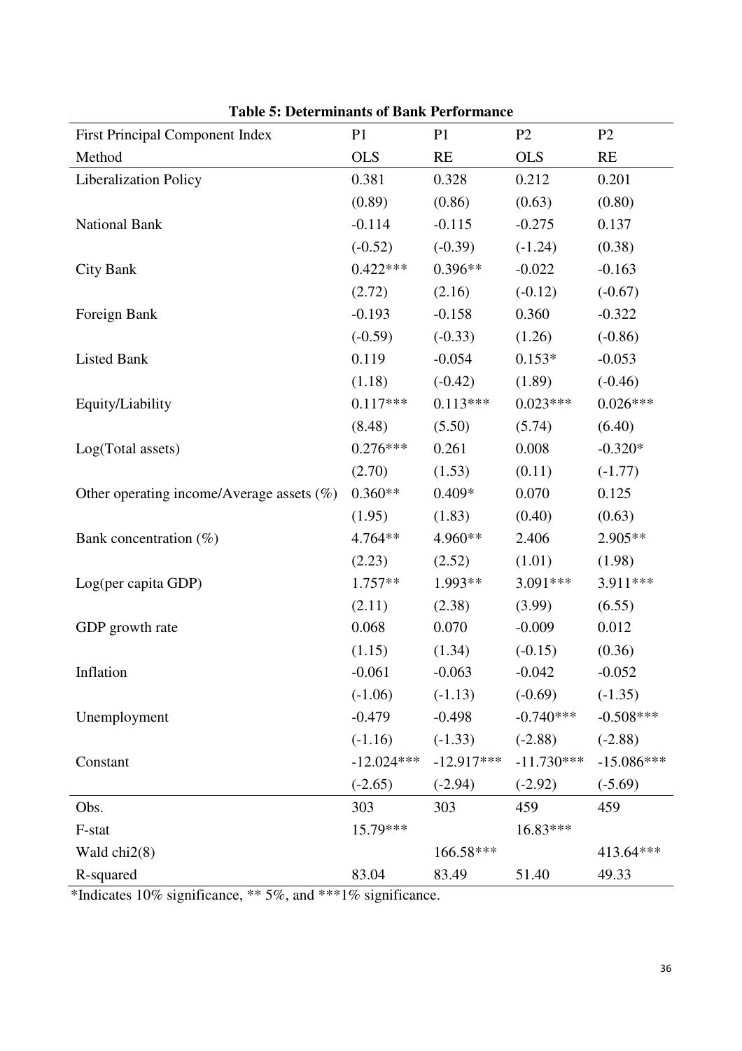**Table 5: Determinants of Bank Performance**

| First Principal Component Index | P1 | P1 | P2 | P2 |
|---|---|---|---|---|
| Method | OLS | RE | OLS | RE |
| Liberalization Policy | 0.381 | 0.328 | 0.212 | 0.201 |
| | (0.89) | (0.86) | (0.63) | (0.80) |
| National Bank | -0.114 | -0.115 | -0.275 | 0.137 |
| | (-0.52) | (-0.39) | (-1.24) | (0.38) |
| City Bank | 0.422*** | 0.396** | -0.022 | -0.163 |
| | (2.72) | (2.16) | (-0.12) | (-0.67) |
| Foreign Bank | -0.193 | -0.158 | 0.360 | -0.322 |
| | (-0.59) | (-0.33) | (1.26) | (-0.86) |
| Listed Bank | 0.119 | -0.054 | 0.153* | -0.053 |
| | (1.18) | (-0.42) | (1.89) | (-0.46) |
| Equity/Liability | 0.117*** | 0.113*** | 0.023*** | 0.026*** |
| | (8.48) | (5.50) | (5.74) | (6.40) |
| Log(Total assets) | 0.276*** | 0.261 | 0.008 | -0.320* |
| | (2.70) | (1.53) | (0.11) | (-1.77) |
| Other operating income/Average assets (%) | 0.360** | 0.409* | 0.070 | 0.125 |
| | (1.95) | (1.83) | (0.40) | (0.63) |
| Bank concentration (%) | 4.764** | 4.960** | 2.406 | 2.905** |
| | (2.23) | (2.52) | (1.01) | (1.98) |
| Log(per capita GDP) | 1.757** | 1.993** | 3.091*** | 3.911*** |
| | (2.11) | (2.38) | (3.99) | (6.55) |
| GDP growth rate | 0.068 | 0.070 | -0.009 | 0.012 |
| | (1.15) | (1.34) | (-0.15) | (0.36) |
| Inflation | -0.061 | -0.063 | -0.042 | -0.052 |
| | (-1.06) | (-1.13) | (-0.69) | (-1.35) |
| Unemployment | -0.479 | -0.498 | -0.740*** | -0.508*** |
| | (-1.16) | (-1.33) | (-2.88) | (-2.88) |
| Constant | -12.024*** | -12.917*** | -11.730*** | -15.086*** |
| | (-2.65) | (-2.94) | (-2.92) | (-5.69) |
| Obs. | 303 | 303 | 459 | 459 |
| F-stat | 15.79*** | | 16.83*** | |
| Wald chi2(8) | | 166.58*** | | 413.64*** |
| R-squared | 83.04 | 83.49 | 51.40 | 49.33 |

*Indicates 10% significance, ** 5%, and ***1% significance.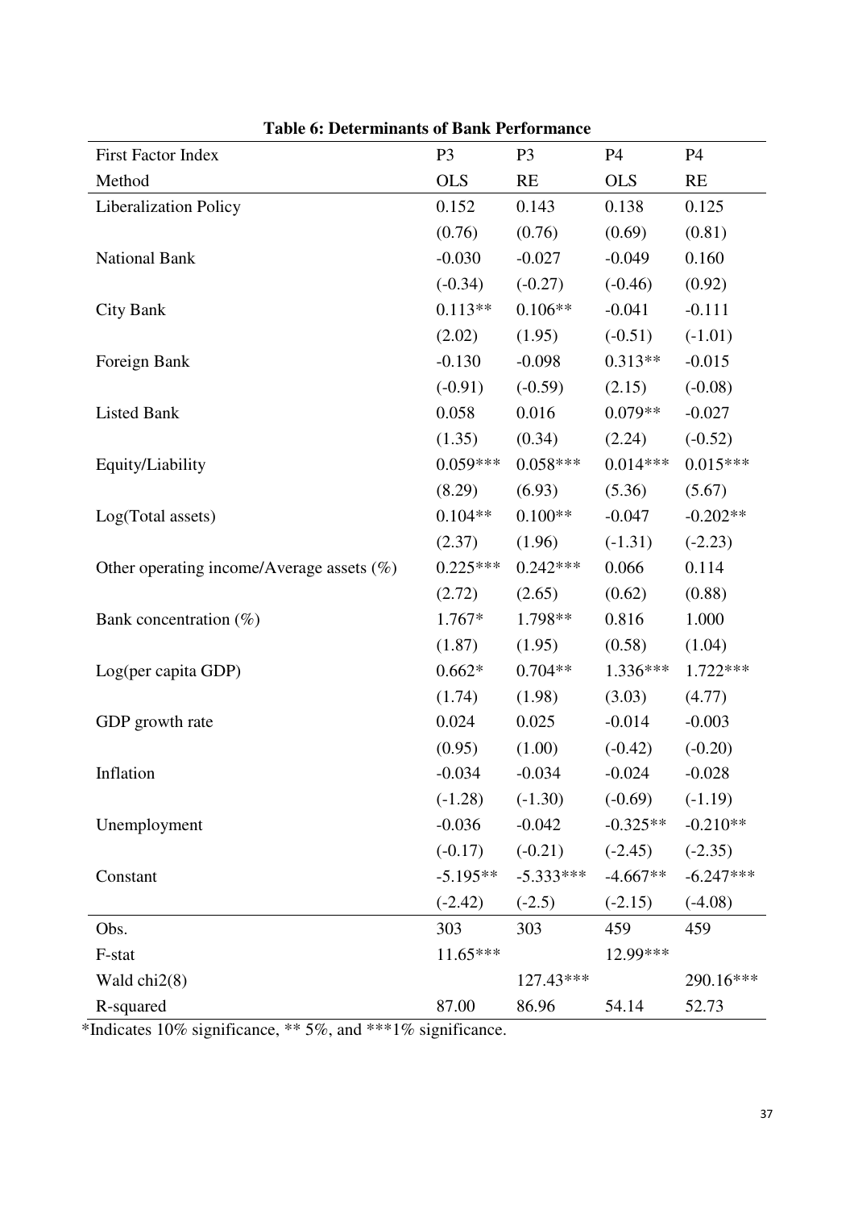**Table 6: Determinants of Bank Performance**

| First Factor Index | P3 | P3 | P4 | P4 |
|---|---|---|---|---|
| Method | OLS | RE | OLS | RE |
| Liberalization Policy | 0.152 | 0.143 | 0.138 | 0.125 |
| | (0.76) | (0.76) | (0.69) | (0.81) |
| National Bank | -0.030 | -0.027 | -0.049 | 0.160 |
| | (-0.34) | (-0.27) | (-0.46) | (0.92) |
| City Bank | 0.113** | 0.106** | -0.041 | -0.111 |
| | (2.02) | (1.95) | (-0.51) | (-1.01) |
| Foreign Bank | -0.130 | -0.098 | 0.313** | -0.015 |
| | (-0.91) | (-0.59) | (2.15) | (-0.08) |
| Listed Bank | 0.058 | 0.016 | 0.079** | -0.027 |
| | (1.35) | (0.34) | (2.24) | (-0.52) |
| Equity/Liability | 0.059*** | 0.058*** | 0.014*** | 0.015*** |
| | (8.29) | (6.93) | (5.36) | (5.67) |
| Log(Total assets) | 0.104** | 0.100** | -0.047 | -0.202** |
| | (2.37) | (1.96) | (-1.31) | (-2.23) |
| Other operating income/Average assets (%) | 0.225*** | 0.242*** | 0.066 | 0.114 |
| | (2.72) | (2.65) | (0.62) | (0.88) |
| Bank concentration (%) | 1.767* | 1.798** | 0.816 | 1.000 |
| | (1.87) | (1.95) | (0.58) | (1.04) |
| Log(per capita GDP) | 0.662* | 0.704** | 1.336*** | 1.722*** |
| | (1.74) | (1.98) | (3.03) | (4.77) |
| GDP growth rate | 0.024 | 0.025 | -0.014 | -0.003 |
| | (0.95) | (1.00) | (-0.42) | (-0.20) |
| Inflation | -0.034 | -0.034 | -0.024 | -0.028 |
| | (-1.28) | (-1.30) | (-0.69) | (-1.19) |
| Unemployment | -0.036 | -0.042 | -0.325** | -0.210** |
| | (-0.17) | (-0.21) | (-2.45) | (-2.35) |
| Constant | -5.195** | -5.333*** | -4.667** | -6.247*** |
| | (-2.42) | (-2.5) | (-2.15) | (-4.08) |
| Obs. | 303 | 303 | 459 | 459 |
| F-stat | 11.65*** | | 12.99*** | |
| Wald chi2(8) | | 127.43*** | | 290.16*** |
| R-squared | 87.00 | 86.96 | 54.14 | 52.73 |

*Indicates 10% significance, ** 5%, and ***1% significance.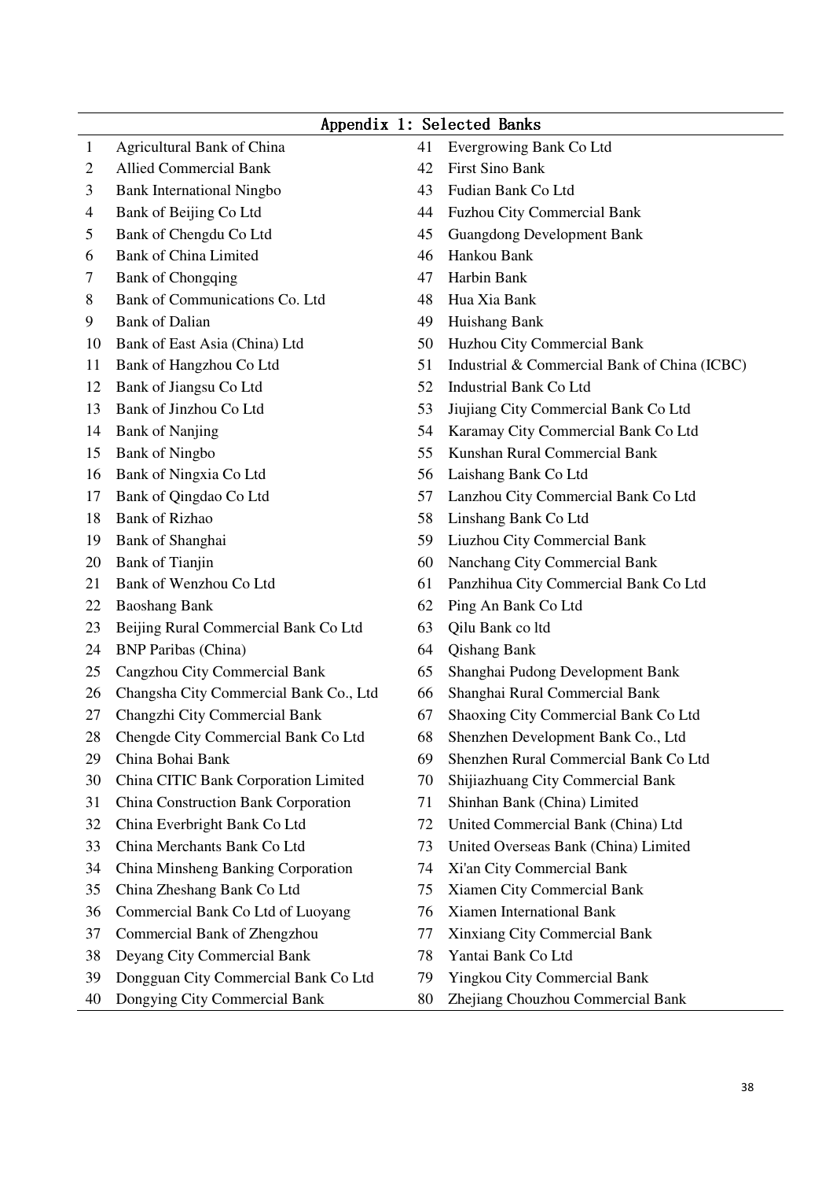## Appendix 1: Selected Banks

| | | | |
|---|---|---|---|
| 1 | Agricultural Bank of China | 41 | Evergrowing Bank Co Ltd |
| 2 | Allied Commercial Bank | 42 | First Sino Bank |
| 3 | Bank International Ningbo | 43 | Fudian Bank Co Ltd |
| 4 | Bank of Beijing Co Ltd | 44 | Fuzhou City Commercial Bank |
| 5 | Bank of Chengdu Co Ltd | 45 | Guangdong Development Bank |
| 6 | Bank of China Limited | 46 | Hankou Bank |
| 7 | Bank of Chongqing | 47 | Harbin Bank |
| 8 | Bank of Communications Co. Ltd | 48 | Hua Xia Bank |
| 9 | Bank of Dalian | 49 | Huishang Bank |
| 10 | Bank of East Asia (China) Ltd | 50 | Huzhou City Commercial Bank |
| 11 | Bank of Hangzhou Co Ltd | 51 | Industrial & Commercial Bank of China (ICBC) |
| 12 | Bank of Jiangsu Co Ltd | 52 | Industrial Bank Co Ltd |
| 13 | Bank of Jinzhou Co Ltd | 53 | Jiujiang City Commercial Bank Co Ltd |
| 14 | Bank of Nanjing | 54 | Karamay City Commercial Bank Co Ltd |
| 15 | Bank of Ningbo | 55 | Kunshan Rural Commercial Bank |
| 16 | Bank of Ningxia Co Ltd | 56 | Laishang Bank Co Ltd |
| 17 | Bank of Qingdao Co Ltd | 57 | Lanzhou City Commercial Bank Co Ltd |
| 18 | Bank of Rizhao | 58 | Linshang Bank Co Ltd |
| 19 | Bank of Shanghai | 59 | Liuzhou City Commercial Bank |
| 20 | Bank of Tianjin | 60 | Nanchang City Commercial Bank |
| 21 | Bank of Wenzhou Co Ltd | 61 | Panzhihua City Commercial Bank Co Ltd |
| 22 | Baoshang Bank | 62 | Ping An Bank Co Ltd |
| 23 | Beijing Rural Commercial Bank Co Ltd | 63 | Qilu Bank co ltd |
| 24 | BNP Paribas (China) | 64 | Qishang Bank |
| 25 | Cangzhou City Commercial Bank | 65 | Shanghai Pudong Development Bank |
| 26 | Changsha City Commercial Bank Co., Ltd | 66 | Shanghai Rural Commercial Bank |
| 27 | Changzhi City Commercial Bank | 67 | Shaoxing City Commercial Bank Co Ltd |
| 28 | Chengde City Commercial Bank Co Ltd | 68 | Shenzhen Development Bank Co., Ltd |
| 29 | China Bohai Bank | 69 | Shenzhen Rural Commercial Bank Co Ltd |
| 30 | China CITIC Bank Corporation Limited | 70 | Shijiazhuang City Commercial Bank |
| 31 | China Construction Bank Corporation | 71 | Shinhan Bank (China) Limited |
| 32 | China Everbright Bank Co Ltd | 72 | United Commercial Bank (China) Ltd |
| 33 | China Merchants Bank Co Ltd | 73 | United Overseas Bank (China) Limited |
| 34 | China Minsheng Banking Corporation | 74 | Xi'an City Commercial Bank |
| 35 | China Zheshang Bank Co Ltd | 75 | Xiamen City Commercial Bank |
| 36 | Commercial Bank Co Ltd of Luoyang | 76 | Xiamen International Bank |
| 37 | Commercial Bank of Zhengzhou | 77 | Xinxiang City Commercial Bank |
| 38 | Deyang City Commercial Bank | 78 | Yantai Bank Co Ltd |
| 39 | Dongguan City Commercial Bank Co Ltd | 79 | Yingkou City Commercial Bank |
| 40 | Dongying City Commercial Bank | 80 | Zhejiang Chouzhou Commercial Bank |